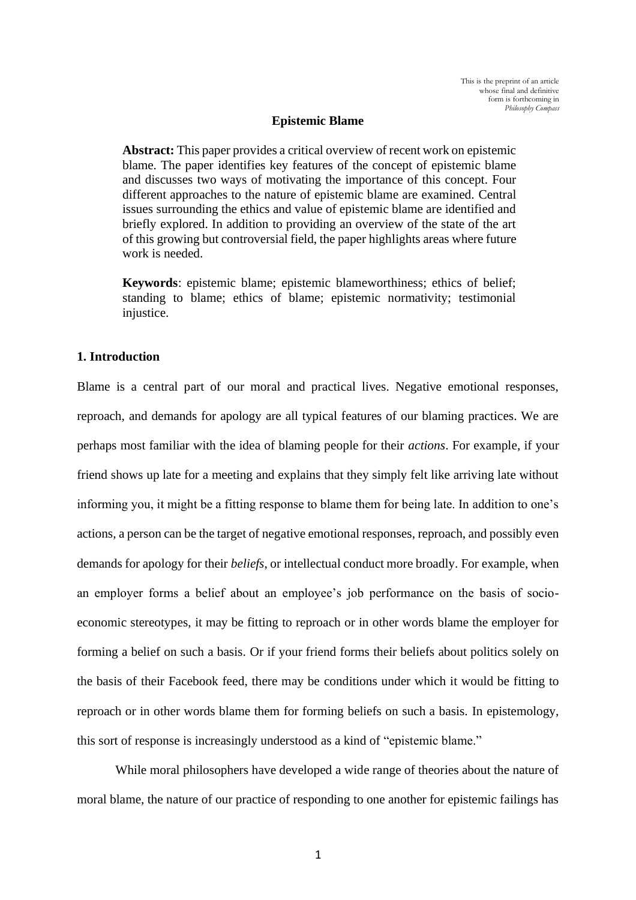This is the preprint of an article whose final and definitive form is forthcoming in *Philosophy Compass*

# Epistemic Blame

**Abstract:** This paper provides a critical overview of recent work on epistemic blame. The paper identifies key features of the concept of epistemic blame and discusses two ways of motivating the importance of this concept. Four different approaches to the nature of epistemic blame are examined. Central issues surrounding the ethics and value of epistemic blame are identified and briefly explored. In addition to providing an overview of the state of the art of this growing but controversial field, the paper highlights areas where future work is needed.

**Keywords**: epistemic blame; epistemic blameworthiness; ethics of belief; standing to blame; ethics of blame; epistemic normativity; testimonial injustice.

## 1. Introduction

Blame is a central part of our moral and practical lives. Negative emotional responses, reproach, and demands for apology are all typical features of our blaming practices. We are perhaps most familiar with the idea of blaming people for their *actions*. For example, if your friend shows up late for a meeting and explains that they simply felt like arriving late without informing you, it might be a fitting response to blame them for being late. In addition to one's actions, a person can be the target of negative emotional responses, reproach, and possibly even demands for apology for their *beliefs*, or intellectual conduct more broadly. For example, when an employer forms a belief about an employee's job performance on the basis of socio-economic stereotypes, it may be fitting to reproach or in other words blame the employer for forming a belief on such a basis. Or if your friend forms their beliefs about politics solely on the basis of their Facebook feed, there may be conditions under which it would be fitting to reproach or in other words blame them for forming beliefs on such a basis. In epistemology, this sort of response is increasingly understood as a kind of "epistemic blame."

While moral philosophers have developed a wide range of theories about the nature of moral blame, the nature of our practice of responding to one another for epistemic failings has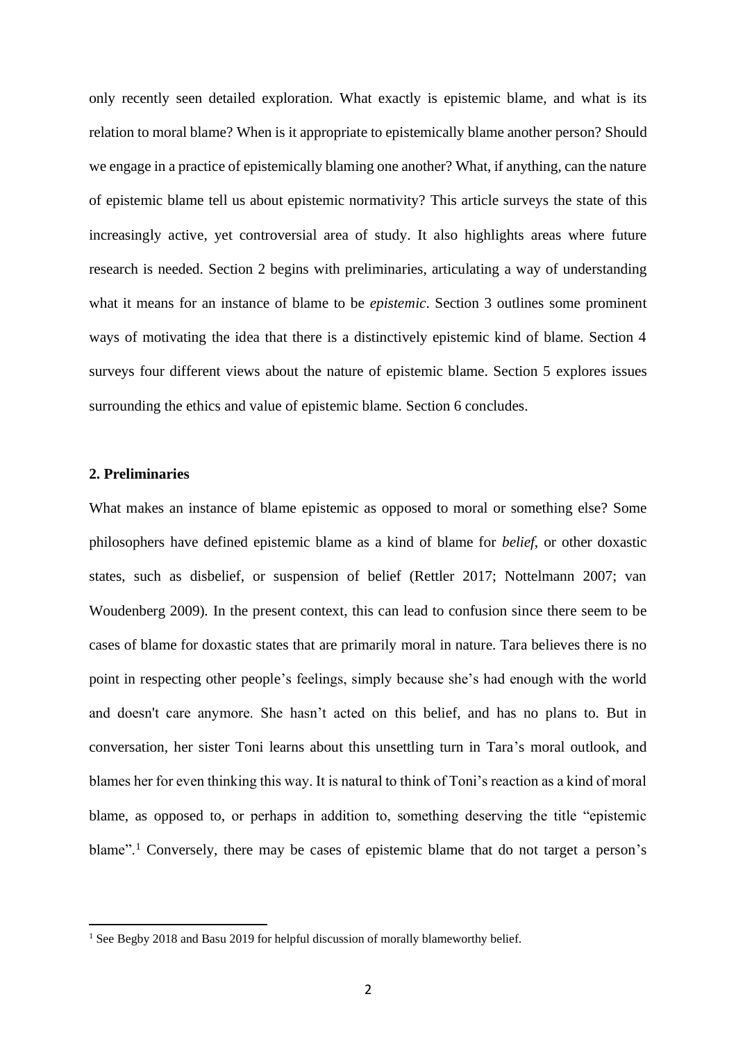only recently seen detailed exploration. What exactly is epistemic blame, and what is its relation to moral blame? When is it appropriate to epistemically blame another person? Should we engage in a practice of epistemically blaming one another? What, if anything, can the nature of epistemic blame tell us about epistemic normativity? This article surveys the state of this increasingly active, yet controversial area of study. It also highlights areas where future research is needed. Section 2 begins with preliminaries, articulating a way of understanding what it means for an instance of blame to be *epistemic*. Section 3 outlines some prominent ways of motivating the idea that there is a distinctively epistemic kind of blame. Section 4 surveys four different views about the nature of epistemic blame. Section 5 explores issues surrounding the ethics and value of epistemic blame. Section 6 concludes.

## 2. Preliminaries

What makes an instance of blame epistemic as opposed to moral or something else? Some philosophers have defined epistemic blame as a kind of blame for *belief*, or other doxastic states, such as disbelief, or suspension of belief (Rettler 2017; Nottelmann 2007; van Woudenberg 2009). In the present context, this can lead to confusion since there seem to be cases of blame for doxastic states that are primarily moral in nature. Tara believes there is no point in respecting other people's feelings, simply because she's had enough with the world and doesn't care anymore. She hasn't acted on this belief, and has no plans to. But in conversation, her sister Toni learns about this unsettling turn in Tara's moral outlook, and blames her for even thinking this way. It is natural to think of Toni's reaction as a kind of moral blame, as opposed to, or perhaps in addition to, something deserving the title "epistemic blame".[1] Conversely, there may be cases of epistemic blame that do not target a person's

[1] See Begby 2018 and Basu 2019 for helpful discussion of morally blameworthy belief.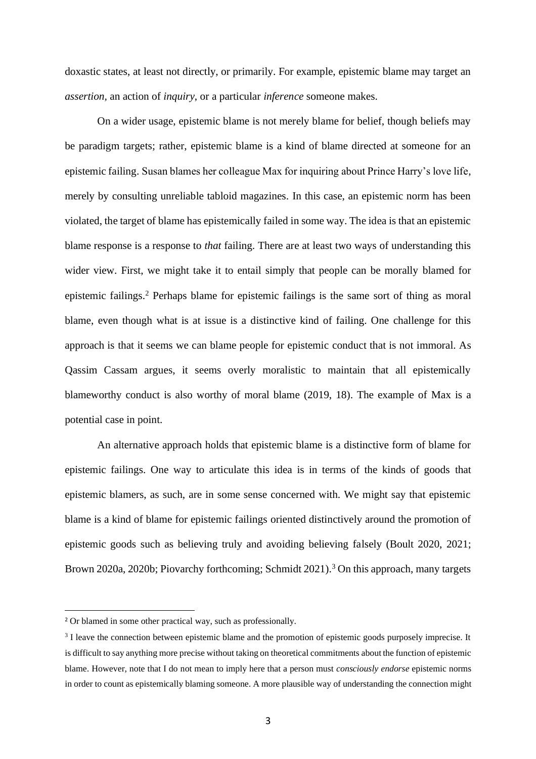doxastic states, at least not directly, or primarily. For example, epistemic blame may target an *assertion*, an action of *inquiry*, or a particular *inference* someone makes.

On a wider usage, epistemic blame is not merely blame for belief, though beliefs may be paradigm targets; rather, epistemic blame is a kind of blame directed at someone for an epistemic failing. Susan blames her colleague Max for inquiring about Prince Harry's love life, merely by consulting unreliable tabloid magazines. In this case, an epistemic norm has been violated, the target of blame has epistemically failed in some way. The idea is that an epistemic blame response is a response to *that* failing. There are at least two ways of understanding this wider view. First, we might take it to entail simply that people can be morally blamed for epistemic failings.[2] Perhaps blame for epistemic failings is the same sort of thing as moral blame, even though what is at issue is a distinctive kind of failing. One challenge for this approach is that it seems we can blame people for epistemic conduct that is not immoral. As Qassim Cassam argues, it seems overly moralistic to maintain that all epistemically blameworthy conduct is also worthy of moral blame (2019, 18). The example of Max is a potential case in point.

An alternative approach holds that epistemic blame is a distinctive form of blame for epistemic failings. One way to articulate this idea is in terms of the kinds of goods that epistemic blamers, as such, are in some sense concerned with. We might say that epistemic blame is a kind of blame for epistemic failings oriented distinctively around the promotion of epistemic goods such as believing truly and avoiding believing falsely (Boult 2020, 2021; Brown 2020a, 2020b; Piovarchy forthcoming; Schmidt 2021).[3] On this approach, many targets

---

[2] Or blamed in some other practical way, such as professionally.

[3] I leave the connection between epistemic blame and the promotion of epistemic goods purposely imprecise. It is difficult to say anything more precise without taking on theoretical commitments about the function of epistemic blame. However, note that I do not mean to imply here that a person must *consciously endorse* epistemic norms in order to count as epistemically blaming someone. A more plausible way of understanding the connection might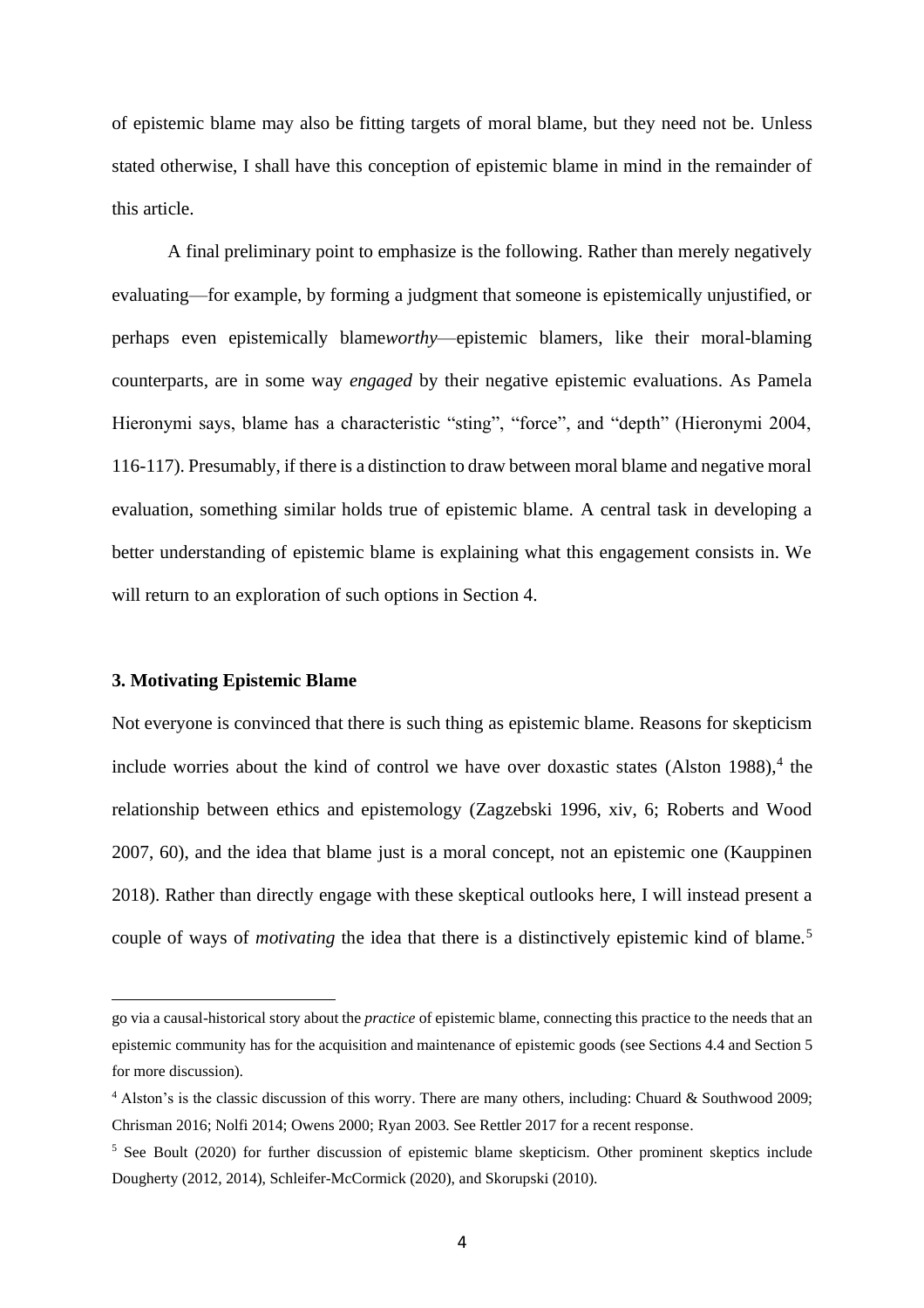of epistemic blame may also be fitting targets of moral blame, but they need not be. Unless stated otherwise, I shall have this conception of epistemic blame in mind in the remainder of this article.

A final preliminary point to emphasize is the following. Rather than merely negatively evaluating—for example, by forming a judgment that someone is epistemically unjustified, or perhaps even epistemically blame*worthy*—epistemic blamers, like their moral-blaming counterparts, are in some way *engaged* by their negative epistemic evaluations. As Pamela Hieronymi says, blame has a characteristic "sting", "force", and "depth" (Hieronymi 2004, 116-117). Presumably, if there is a distinction to draw between moral blame and negative moral evaluation, something similar holds true of epistemic blame. A central task in developing a better understanding of epistemic blame is explaining what this engagement consists in. We will return to an exploration of such options in Section 4.

### 3. Motivating Epistemic Blame

Not everyone is convinced that there is such thing as epistemic blame. Reasons for skepticism include worries about the kind of control we have over doxastic states (Alston 1988),[4] the relationship between ethics and epistemology (Zagzebski 1996, xiv, 6; Roberts and Wood 2007, 60), and the idea that blame just is a moral concept, not an epistemic one (Kauppinen 2018). Rather than directly engage with these skeptical outlooks here, I will instead present a couple of ways of *motivating* the idea that there is a distinctively epistemic kind of blame.[5]

---

go via a causal-historical story about the *practice* of epistemic blame, connecting this practice to the needs that an epistemic community has for the acquisition and maintenance of epistemic goods (see Sections 4.4 and Section 5 for more discussion).

[4] Alston's is the classic discussion of this worry. There are many others, including: Chuard & Southwood 2009; Chrisman 2016; Nolfi 2014; Owens 2000; Ryan 2003. See Rettler 2017 for a recent response.

[5] See Boult (2020) for further discussion of epistemic blame skepticism. Other prominent skeptics include Dougherty (2012, 2014), Schleifer-McCormick (2020), and Skorupski (2010).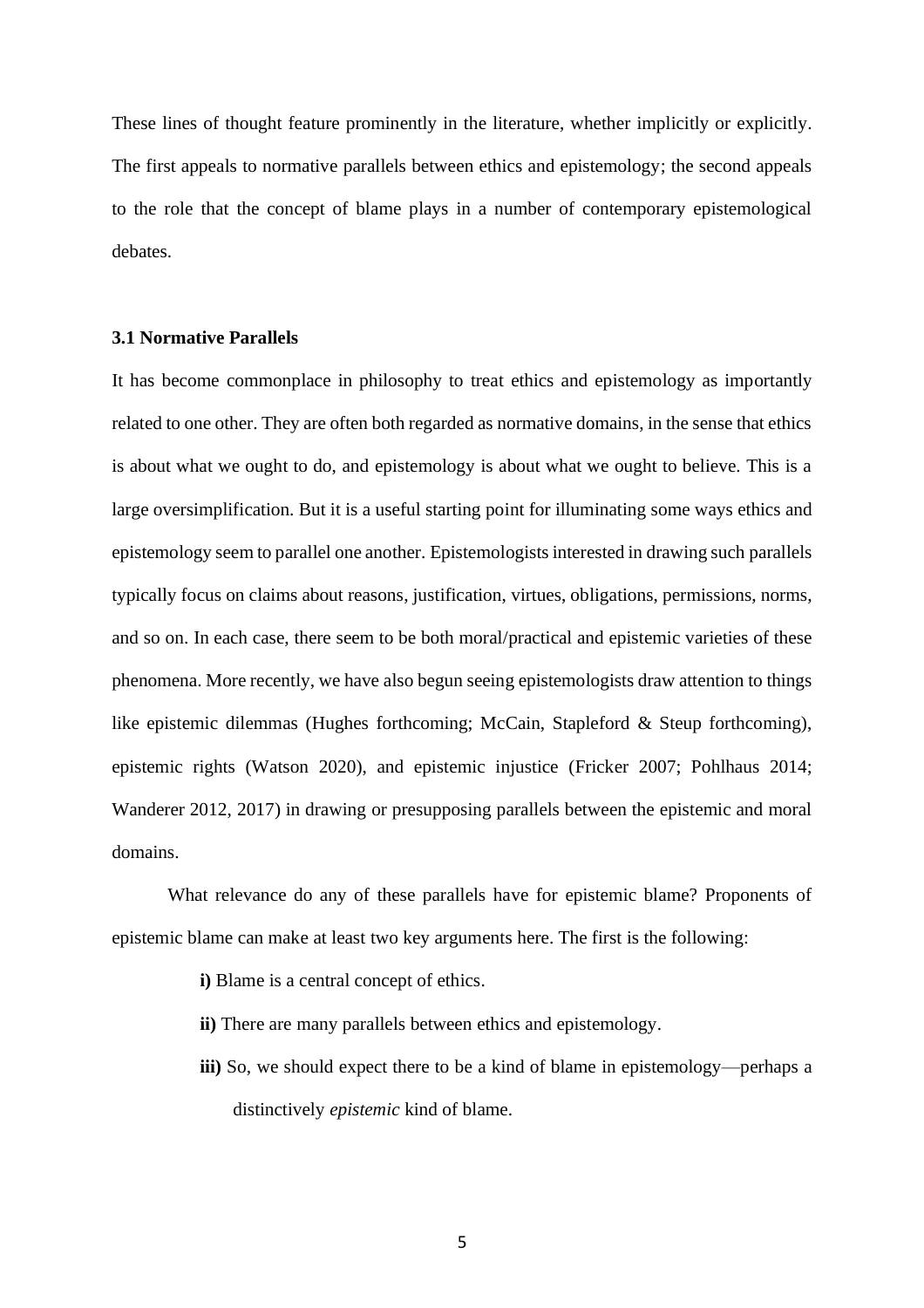These lines of thought feature prominently in the literature, whether implicitly or explicitly. The first appeals to normative parallels between ethics and epistemology; the second appeals to the role that the concept of blame plays in a number of contemporary epistemological debates.

### 3.1 Normative Parallels

It has become commonplace in philosophy to treat ethics and epistemology as importantly related to one other. They are often both regarded as normative domains, in the sense that ethics is about what we ought to do, and epistemology is about what we ought to believe. This is a large oversimplification. But it is a useful starting point for illuminating some ways ethics and epistemology seem to parallel one another. Epistemologists interested in drawing such parallels typically focus on claims about reasons, justification, virtues, obligations, permissions, norms, and so on. In each case, there seem to be both moral/practical and epistemic varieties of these phenomena. More recently, we have also begun seeing epistemologists draw attention to things like epistemic dilemmas (Hughes forthcoming; McCain, Stapleford & Steup forthcoming), epistemic rights (Watson 2020), and epistemic injustice (Fricker 2007; Pohlhaus 2014; Wanderer 2012, 2017) in drawing or presupposing parallels between the epistemic and moral domains.

What relevance do any of these parallels have for epistemic blame? Proponents of epistemic blame can make at least two key arguments here. The first is the following:

> **i)** Blame is a central concept of ethics.
>
> **ii)** There are many parallels between ethics and epistemology.
>
> **iii)** So, we should expect there to be a kind of blame in epistemology—perhaps a distinctively *epistemic* kind of blame.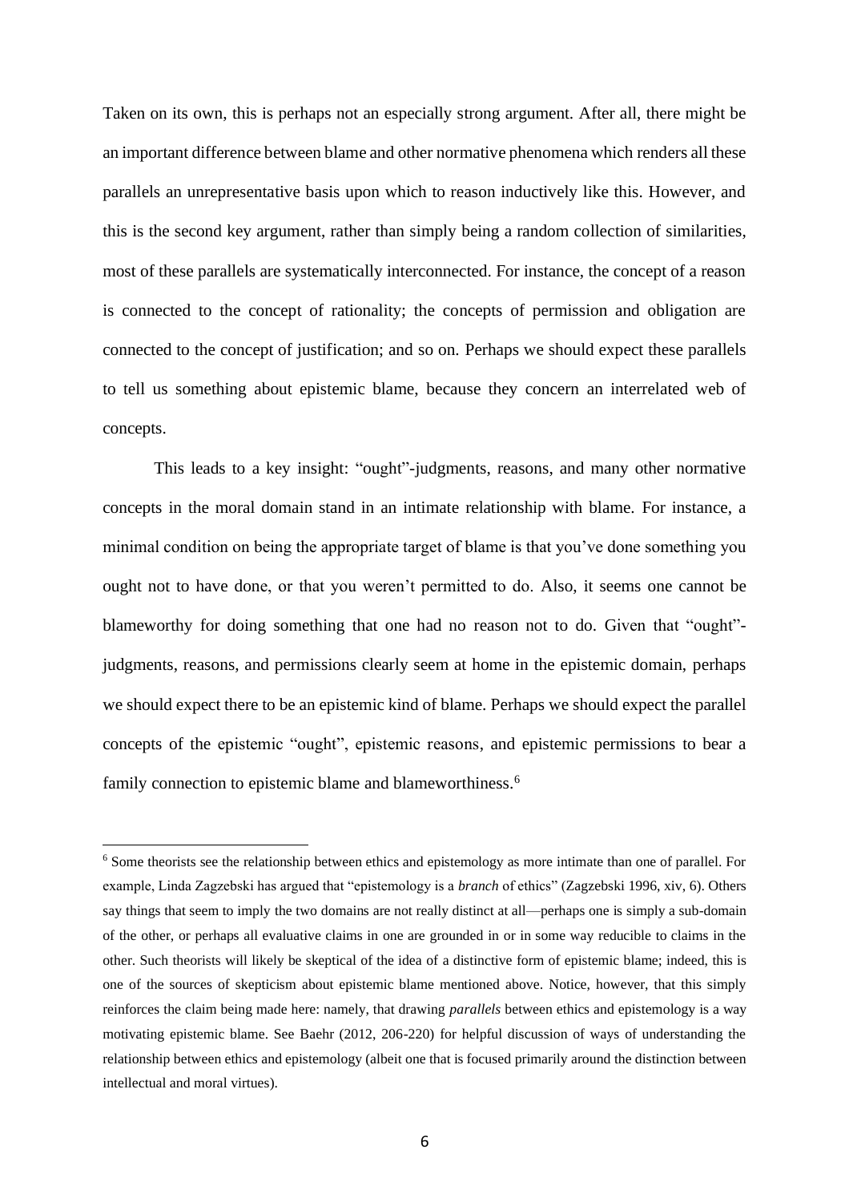Taken on its own, this is perhaps not an especially strong argument. After all, there might be an important difference between blame and other normative phenomena which renders all these parallels an unrepresentative basis upon which to reason inductively like this. However, and this is the second key argument, rather than simply being a random collection of similarities, most of these parallels are systematically interconnected. For instance, the concept of a reason is connected to the concept of rationality; the concepts of permission and obligation are connected to the concept of justification; and so on. Perhaps we should expect these parallels to tell us something about epistemic blame, because they concern an interrelated web of concepts.

This leads to a key insight: "ought"-judgments, reasons, and many other normative concepts in the moral domain stand in an intimate relationship with blame. For instance, a minimal condition on being the appropriate target of blame is that you've done something you ought not to have done, or that you weren't permitted to do. Also, it seems one cannot be blameworthy for doing something that one had no reason not to do. Given that "ought"-judgments, reasons, and permissions clearly seem at home in the epistemic domain, perhaps we should expect there to be an epistemic kind of blame. Perhaps we should expect the parallel concepts of the epistemic "ought", epistemic reasons, and epistemic permissions to bear a family connection to epistemic blame and blameworthiness.[6]

---

[6] Some theorists see the relationship between ethics and epistemology as more intimate than one of parallel. For example, Linda Zagzebski has argued that "epistemology is a *branch* of ethics" (Zagzebski 1996, xiv, 6). Others say things that seem to imply the two domains are not really distinct at all—perhaps one is simply a sub-domain of the other, or perhaps all evaluative claims in one are grounded in or in some way reducible to claims in the other. Such theorists will likely be skeptical of the idea of a distinctive form of epistemic blame; indeed, this is one of the sources of skepticism about epistemic blame mentioned above. Notice, however, that this simply reinforces the claim being made here: namely, that drawing *parallels* between ethics and epistemology is a way motivating epistemic blame. See Baehr (2012, 206-220) for helpful discussion of ways of understanding the relationship between ethics and epistemology (albeit one that is focused primarily around the distinction between intellectual and moral virtues).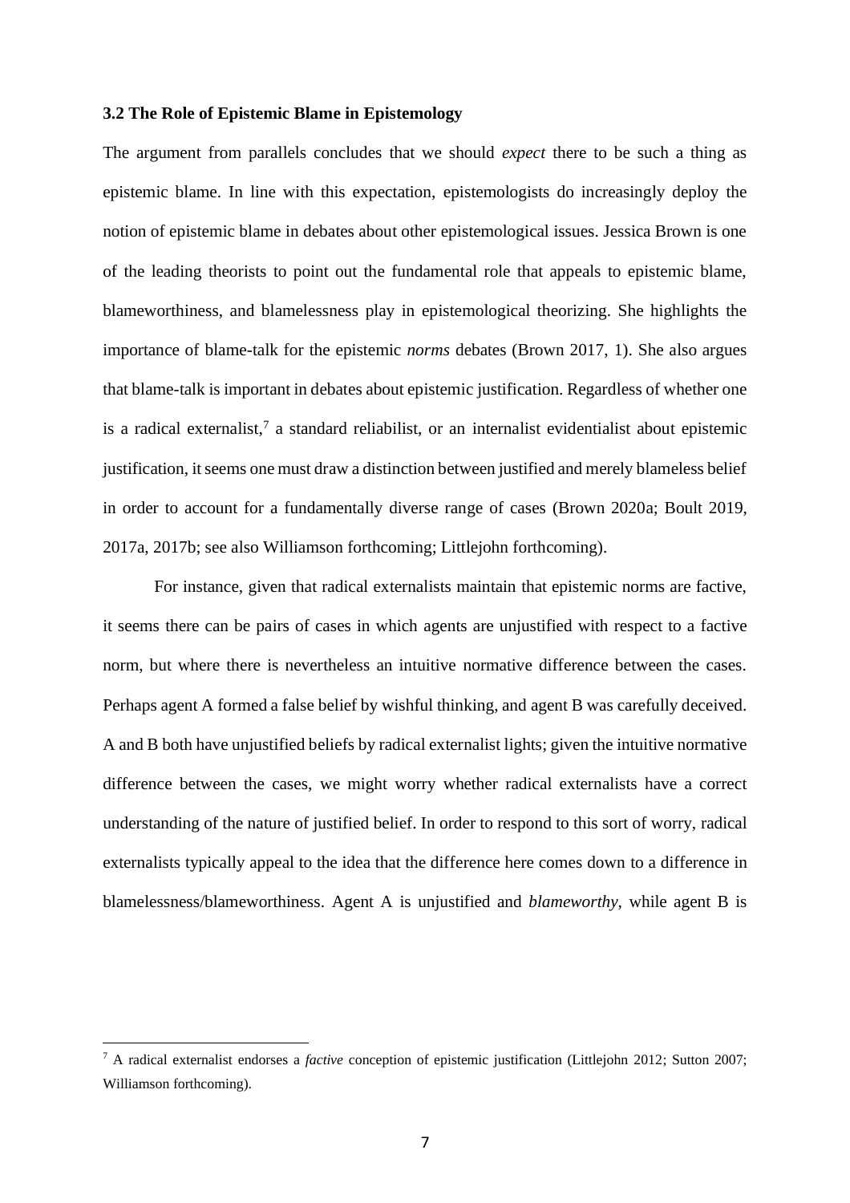### 3.2 The Role of Epistemic Blame in Epistemology

The argument from parallels concludes that we should *expect* there to be such a thing as epistemic blame. In line with this expectation, epistemologists do increasingly deploy the notion of epistemic blame in debates about other epistemological issues. Jessica Brown is one of the leading theorists to point out the fundamental role that appeals to epistemic blame, blameworthiness, and blamelessness play in epistemological theorizing. She highlights the importance of blame-talk for the epistemic *norms* debates (Brown 2017, 1). She also argues that blame-talk is important in debates about epistemic justification. Regardless of whether one is a radical externalist,[7] a standard reliabilist, or an internalist evidentialist about epistemic justification, it seems one must draw a distinction between justified and merely blameless belief in order to account for a fundamentally diverse range of cases (Brown 2020a; Boult 2019, 2017a, 2017b; see also Williamson forthcoming; Littlejohn forthcoming).

For instance, given that radical externalists maintain that epistemic norms are factive, it seems there can be pairs of cases in which agents are unjustified with respect to a factive norm, but where there is nevertheless an intuitive normative difference between the cases. Perhaps agent A formed a false belief by wishful thinking, and agent B was carefully deceived. A and B both have unjustified beliefs by radical externalist lights; given the intuitive normative difference between the cases, we might worry whether radical externalists have a correct understanding of the nature of justified belief. In order to respond to this sort of worry, radical externalists typically appeal to the idea that the difference here comes down to a difference in blamelessness/blameworthiness. Agent A is unjustified and *blameworthy*, while agent B is

[7] A radical externalist endorses a *factive* conception of epistemic justification (Littlejohn 2012; Sutton 2007; Williamson forthcoming).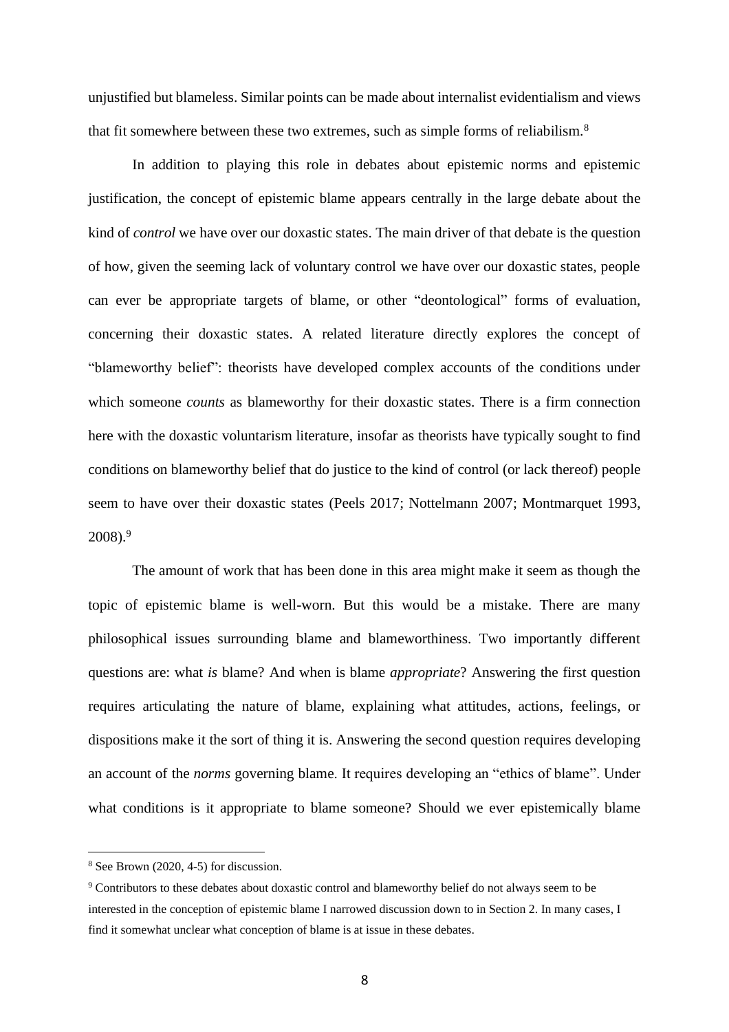unjustified but blameless. Similar points can be made about internalist evidentialism and views that fit somewhere between these two extremes, such as simple forms of reliabilism.[8]

In addition to playing this role in debates about epistemic norms and epistemic justification, the concept of epistemic blame appears centrally in the large debate about the kind of *control* we have over our doxastic states. The main driver of that debate is the question of how, given the seeming lack of voluntary control we have over our doxastic states, people can ever be appropriate targets of blame, or other "deontological" forms of evaluation, concerning their doxastic states. A related literature directly explores the concept of "blameworthy belief": theorists have developed complex accounts of the conditions under which someone *counts* as blameworthy for their doxastic states. There is a firm connection here with the doxastic voluntarism literature, insofar as theorists have typically sought to find conditions on blameworthy belief that do justice to the kind of control (or lack thereof) people seem to have over their doxastic states (Peels 2017; Nottelmann 2007; Montmarquet 1993, 2008).[9]

The amount of work that has been done in this area might make it seem as though the topic of epistemic blame is well-worn. But this would be a mistake. There are many philosophical issues surrounding blame and blameworthiness. Two importantly different questions are: what *is* blame? And when is blame *appropriate*? Answering the first question requires articulating the nature of blame, explaining what attitudes, actions, feelings, or dispositions make it the sort of thing it is. Answering the second question requires developing an account of the *norms* governing blame. It requires developing an "ethics of blame". Under what conditions is it appropriate to blame someone? Should we ever epistemically blame

---

[8] See Brown (2020, 4-5) for discussion.

[9] Contributors to these debates about doxastic control and blameworthy belief do not always seem to be interested in the conception of epistemic blame I narrowed discussion down to in Section 2. In many cases, I find it somewhat unclear what conception of blame is at issue in these debates.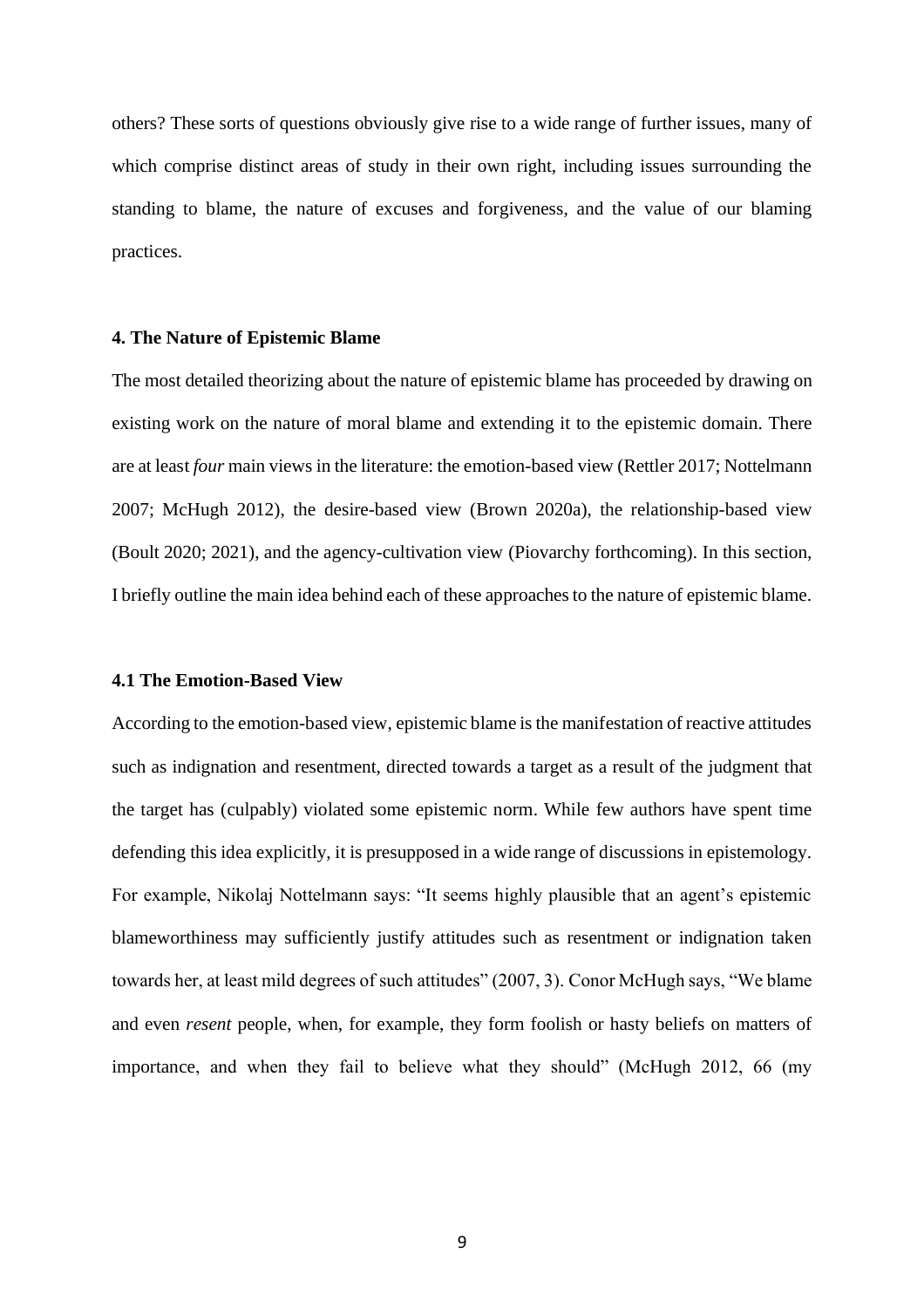others? These sorts of questions obviously give rise to a wide range of further issues, many of which comprise distinct areas of study in their own right, including issues surrounding the standing to blame, the nature of excuses and forgiveness, and the value of our blaming practices.

## 4. The Nature of Epistemic Blame

The most detailed theorizing about the nature of epistemic blame has proceeded by drawing on existing work on the nature of moral blame and extending it to the epistemic domain. There are at least *four* main views in the literature: the emotion-based view (Rettler 2017; Nottelmann 2007; McHugh 2012), the desire-based view (Brown 2020a), the relationship-based view (Boult 2020; 2021), and the agency-cultivation view (Piovarchy forthcoming). In this section, I briefly outline the main idea behind each of these approaches to the nature of epistemic blame.

### 4.1 The Emotion-Based View

According to the emotion-based view, epistemic blame is the manifestation of reactive attitudes such as indignation and resentment, directed towards a target as a result of the judgment that the target has (culpably) violated some epistemic norm. While few authors have spent time defending this idea explicitly, it is presupposed in a wide range of discussions in epistemology. For example, Nikolaj Nottelmann says: "It seems highly plausible that an agent's epistemic blameworthiness may sufficiently justify attitudes such as resentment or indignation taken towards her, at least mild degrees of such attitudes" (2007, 3). Conor McHugh says, "We blame and even *resent* people, when, for example, they form foolish or hasty beliefs on matters of importance, and when they fail to believe what they should" (McHugh 2012, 66 (my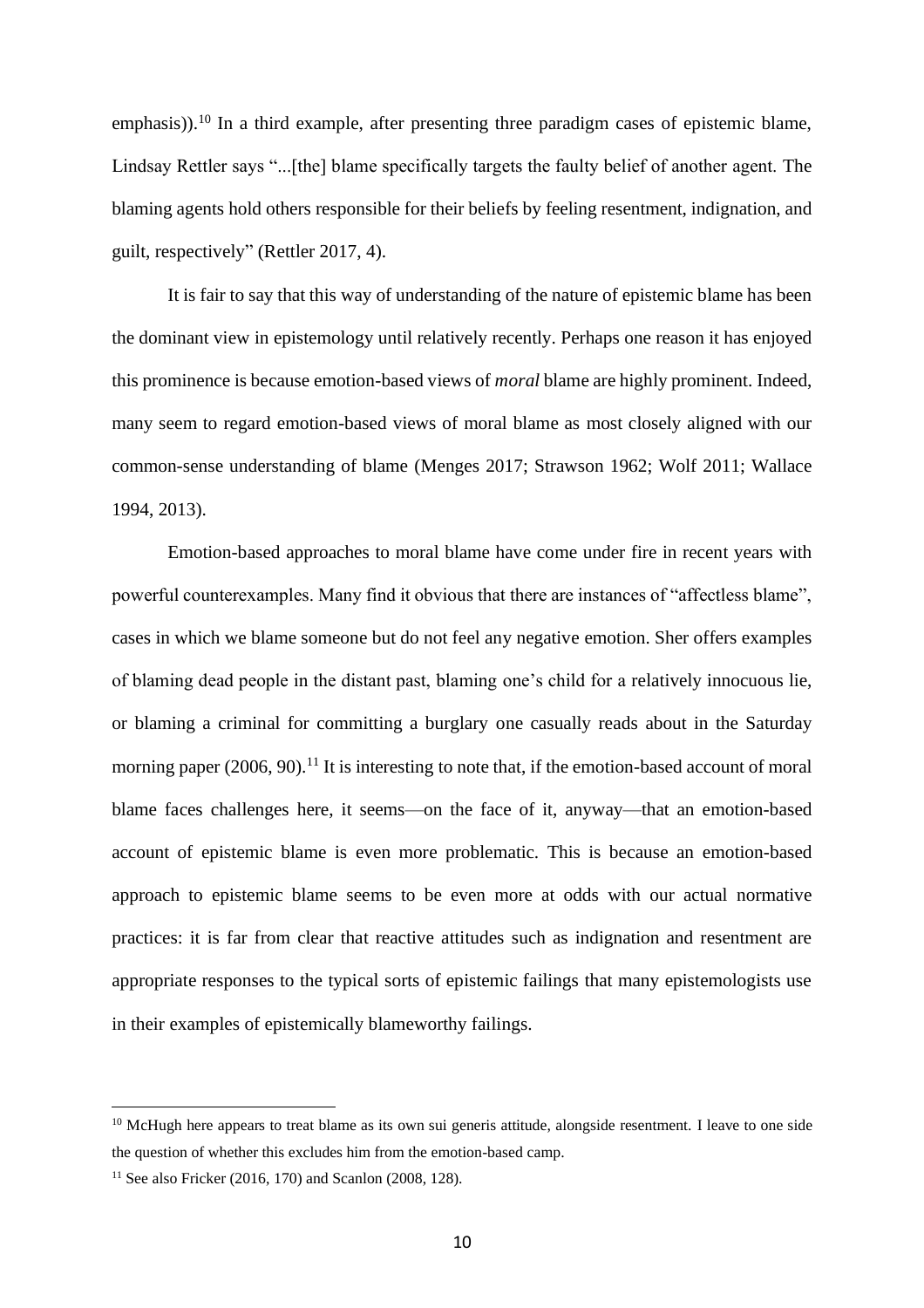emphasis)).[10] In a third example, after presenting three paradigm cases of epistemic blame, Lindsay Rettler says "...[the] blame specifically targets the faulty belief of another agent. The blaming agents hold others responsible for their beliefs by feeling resentment, indignation, and guilt, respectively" (Rettler 2017, 4).

It is fair to say that this way of understanding of the nature of epistemic blame has been the dominant view in epistemology until relatively recently. Perhaps one reason it has enjoyed this prominence is because emotion-based views of *moral* blame are highly prominent. Indeed, many seem to regard emotion-based views of moral blame as most closely aligned with our common-sense understanding of blame (Menges 2017; Strawson 1962; Wolf 2011; Wallace 1994, 2013).

Emotion-based approaches to moral blame have come under fire in recent years with powerful counterexamples. Many find it obvious that there are instances of "affectless blame", cases in which we blame someone but do not feel any negative emotion. Sher offers examples of blaming dead people in the distant past, blaming one's child for a relatively innocuous lie, or blaming a criminal for committing a burglary one casually reads about in the Saturday morning paper (2006, 90).[11] It is interesting to note that, if the emotion-based account of moral blame faces challenges here, it seems—on the face of it, anyway—that an emotion-based account of epistemic blame is even more problematic. This is because an emotion-based approach to epistemic blame seems to be even more at odds with our actual normative practices: it is far from clear that reactive attitudes such as indignation and resentment are appropriate responses to the typical sorts of epistemic failings that many epistemologists use in their examples of epistemically blameworthy failings.

---

[10] McHugh here appears to treat blame as its own sui generis attitude, alongside resentment. I leave to one side the question of whether this excludes him from the emotion-based camp.

[11] See also Fricker (2016, 170) and Scanlon (2008, 128).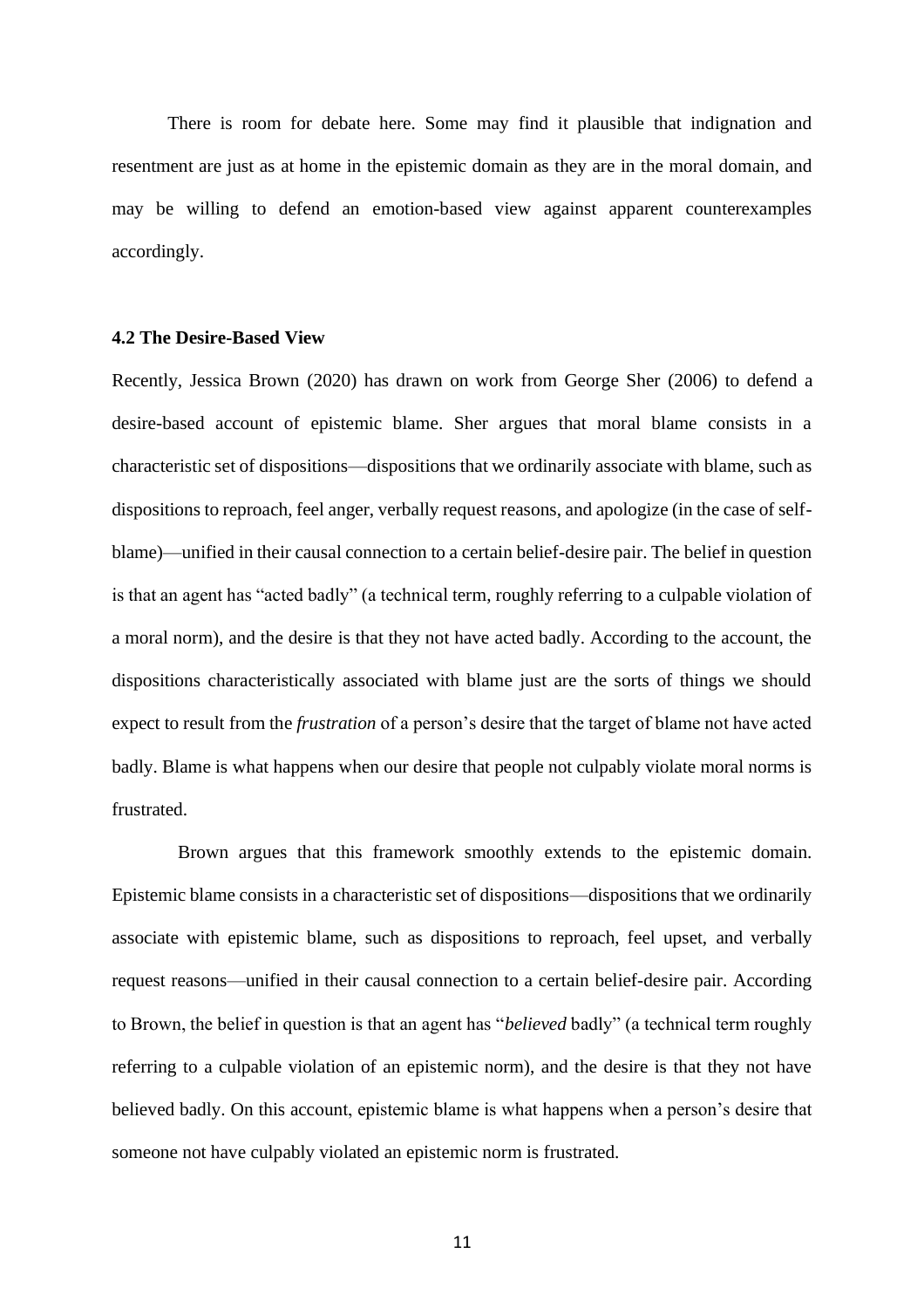There is room for debate here. Some may find it plausible that indignation and resentment are just as at home in the epistemic domain as they are in the moral domain, and may be willing to defend an emotion-based view against apparent counterexamples accordingly.

### 4.2 The Desire-Based View

Recently, Jessica Brown (2020) has drawn on work from George Sher (2006) to defend a desire-based account of epistemic blame. Sher argues that moral blame consists in a characteristic set of dispositions—dispositions that we ordinarily associate with blame, such as dispositions to reproach, feel anger, verbally request reasons, and apologize (in the case of self-blame)—unified in their causal connection to a certain belief-desire pair. The belief in question is that an agent has "acted badly" (a technical term, roughly referring to a culpable violation of a moral norm), and the desire is that they not have acted badly. According to the account, the dispositions characteristically associated with blame just are the sorts of things we should expect to result from the *frustration* of a person's desire that the target of blame not have acted badly. Blame is what happens when our desire that people not culpably violate moral norms is frustrated.

Brown argues that this framework smoothly extends to the epistemic domain. Epistemic blame consists in a characteristic set of dispositions—dispositions that we ordinarily associate with epistemic blame, such as dispositions to reproach, feel upset, and verbally request reasons—unified in their causal connection to a certain belief-desire pair. According to Brown, the belief in question is that an agent has "*believed* badly" (a technical term roughly referring to a culpable violation of an epistemic norm), and the desire is that they not have believed badly. On this account, epistemic blame is what happens when a person's desire that someone not have culpably violated an epistemic norm is frustrated.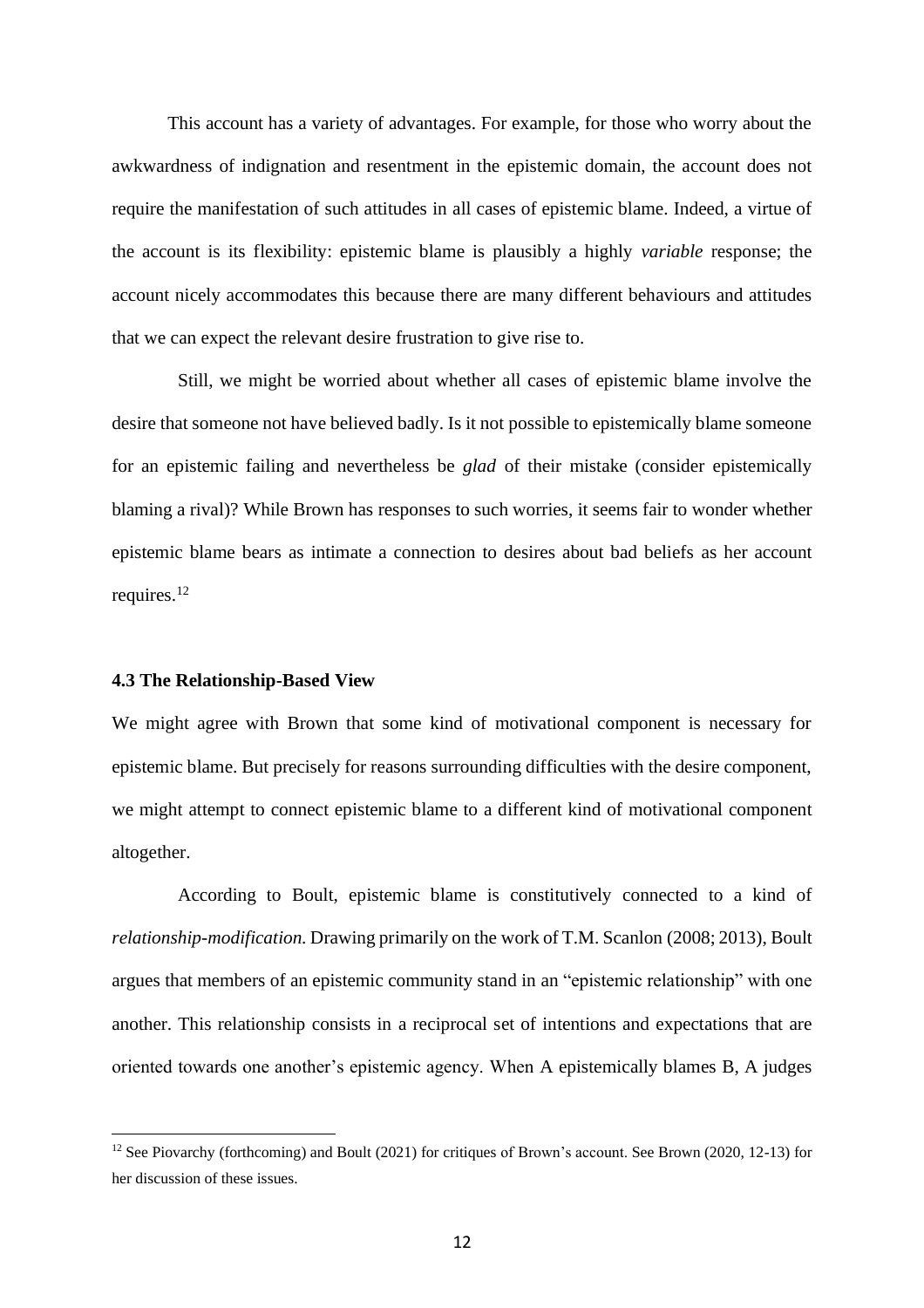This account has a variety of advantages. For example, for those who worry about the awkwardness of indignation and resentment in the epistemic domain, the account does not require the manifestation of such attitudes in all cases of epistemic blame. Indeed, a virtue of the account is its flexibility: epistemic blame is plausibly a highly *variable* response; the account nicely accommodates this because there are many different behaviours and attitudes that we can expect the relevant desire frustration to give rise to.

Still, we might be worried about whether all cases of epistemic blame involve the desire that someone not have believed badly. Is it not possible to epistemically blame someone for an epistemic failing and nevertheless be *glad* of their mistake (consider epistemically blaming a rival)? While Brown has responses to such worries, it seems fair to wonder whether epistemic blame bears as intimate a connection to desires about bad beliefs as her account requires.[12]

#### 4.3 The Relationship-Based View

We might agree with Brown that some kind of motivational component is necessary for epistemic blame. But precisely for reasons surrounding difficulties with the desire component, we might attempt to connect epistemic blame to a different kind of motivational component altogether.

According to Boult, epistemic blame is constitutively connected to a kind of *relationship-modification.* Drawing primarily on the work of T.M. Scanlon (2008; 2013), Boult argues that members of an epistemic community stand in an "epistemic relationship" with one another. This relationship consists in a reciprocal set of intentions and expectations that are oriented towards one another's epistemic agency. When A epistemically blames B, A judges

---

[12] See Piovarchy (forthcoming) and Boult (2021) for critiques of Brown's account. See Brown (2020, 12-13) for her discussion of these issues.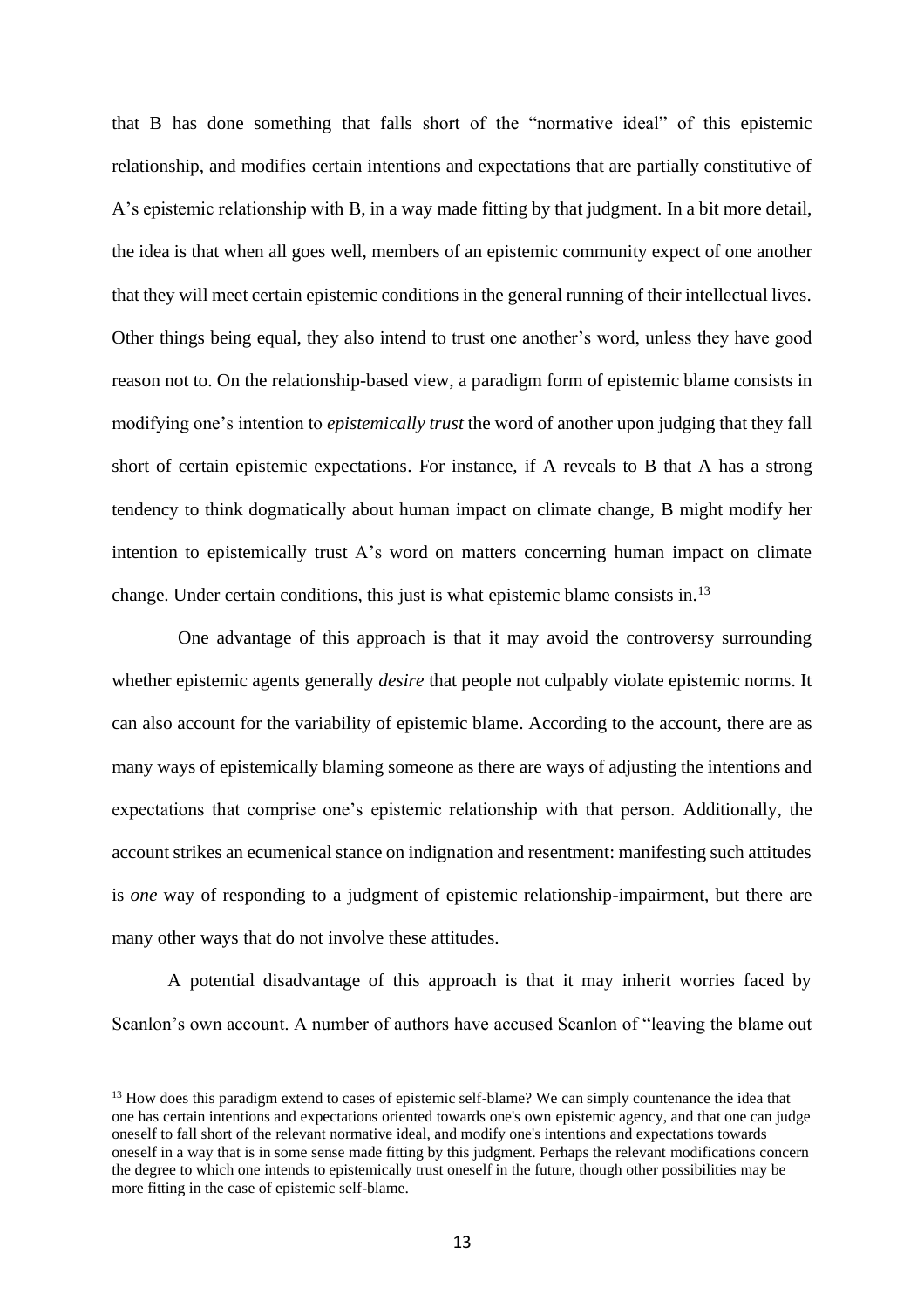that B has done something that falls short of the "normative ideal" of this epistemic relationship, and modifies certain intentions and expectations that are partially constitutive of A's epistemic relationship with B, in a way made fitting by that judgment. In a bit more detail, the idea is that when all goes well, members of an epistemic community expect of one another that they will meet certain epistemic conditions in the general running of their intellectual lives. Other things being equal, they also intend to trust one another's word, unless they have good reason not to. On the relationship-based view, a paradigm form of epistemic blame consists in modifying one's intention to *epistemically trust* the word of another upon judging that they fall short of certain epistemic expectations. For instance, if A reveals to B that A has a strong tendency to think dogmatically about human impact on climate change, B might modify her intention to epistemically trust A's word on matters concerning human impact on climate change. Under certain conditions, this just is what epistemic blame consists in.[13]

One advantage of this approach is that it may avoid the controversy surrounding whether epistemic agents generally *desire* that people not culpably violate epistemic norms. It can also account for the variability of epistemic blame. According to the account, there are as many ways of epistemically blaming someone as there are ways of adjusting the intentions and expectations that comprise one's epistemic relationship with that person. Additionally, the account strikes an ecumenical stance on indignation and resentment: manifesting such attitudes is *one* way of responding to a judgment of epistemic relationship-impairment, but there are many other ways that do not involve these attitudes.

A potential disadvantage of this approach is that it may inherit worries faced by Scanlon's own account. A number of authors have accused Scanlon of "leaving the blame out

[13] How does this paradigm extend to cases of epistemic self-blame? We can simply countenance the idea that one has certain intentions and expectations oriented towards one's own epistemic agency, and that one can judge oneself to fall short of the relevant normative ideal, and modify one's intentions and expectations towards oneself in a way that is in some sense made fitting by this judgment. Perhaps the relevant modifications concern the degree to which one intends to epistemically trust oneself in the future, though other possibilities may be more fitting in the case of epistemic self-blame.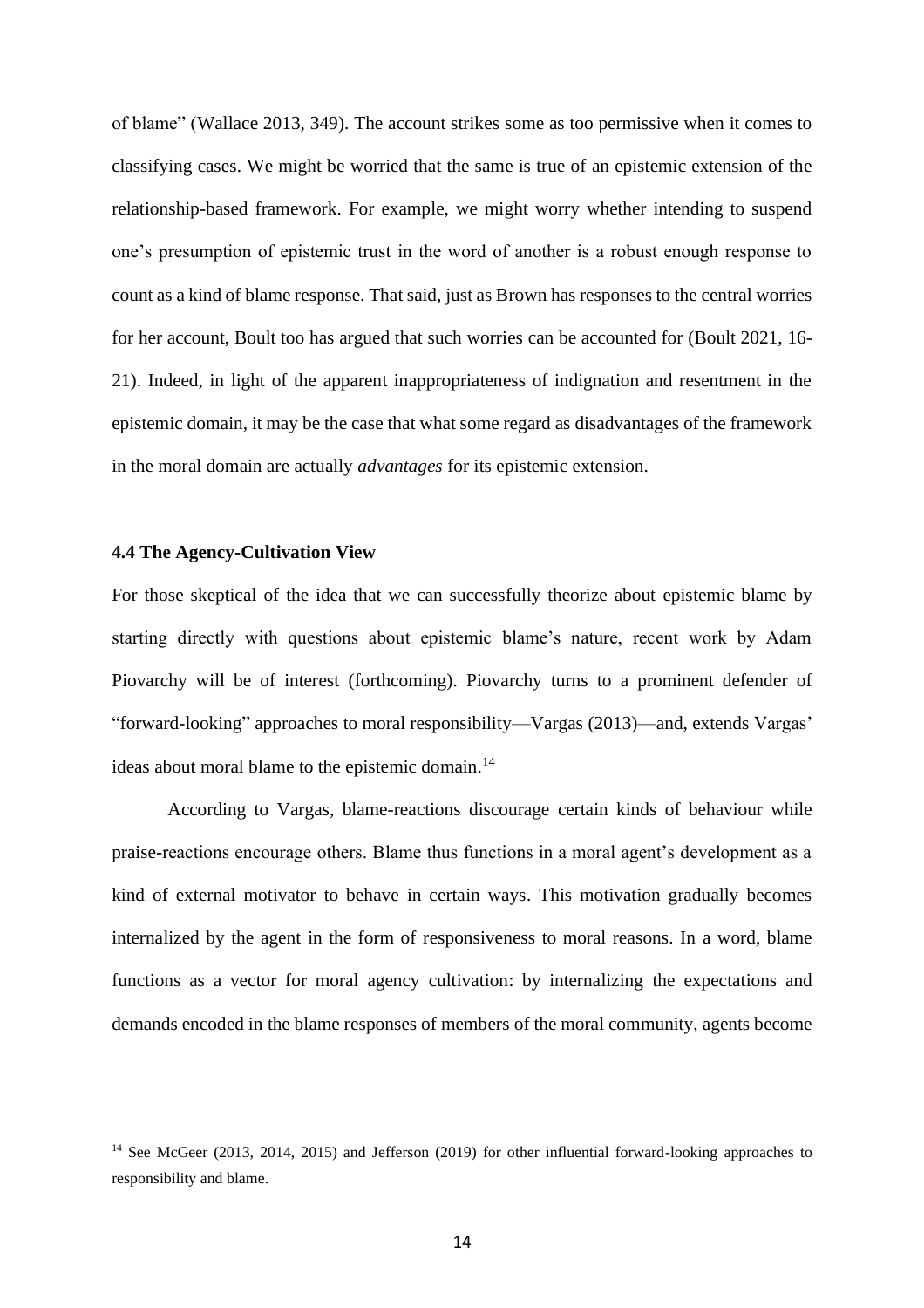of blame" (Wallace 2013, 349). The account strikes some as too permissive when it comes to classifying cases. We might be worried that the same is true of an epistemic extension of the relationship-based framework. For example, we might worry whether intending to suspend one's presumption of epistemic trust in the word of another is a robust enough response to count as a kind of blame response. That said, just as Brown has responses to the central worries for her account, Boult too has argued that such worries can be accounted for (Boult 2021, 16-21). Indeed, in light of the apparent inappropriateness of indignation and resentment in the epistemic domain, it may be the case that what some regard as disadvantages of the framework in the moral domain are actually *advantages* for its epistemic extension.

#### 4.4 The Agency-Cultivation View

For those skeptical of the idea that we can successfully theorize about epistemic blame by starting directly with questions about epistemic blame's nature, recent work by Adam Piovarchy will be of interest (forthcoming). Piovarchy turns to a prominent defender of "forward-looking" approaches to moral responsibility—Vargas (2013)—and, extends Vargas' ideas about moral blame to the epistemic domain.[14]

According to Vargas, blame-reactions discourage certain kinds of behaviour while praise-reactions encourage others. Blame thus functions in a moral agent's development as a kind of external motivator to behave in certain ways. This motivation gradually becomes internalized by the agent in the form of responsiveness to moral reasons. In a word, blame functions as a vector for moral agency cultivation: by internalizing the expectations and demands encoded in the blame responses of members of the moral community, agents become

[14] See McGeer (2013, 2014, 2015) and Jefferson (2019) for other influential forward-looking approaches to responsibility and blame.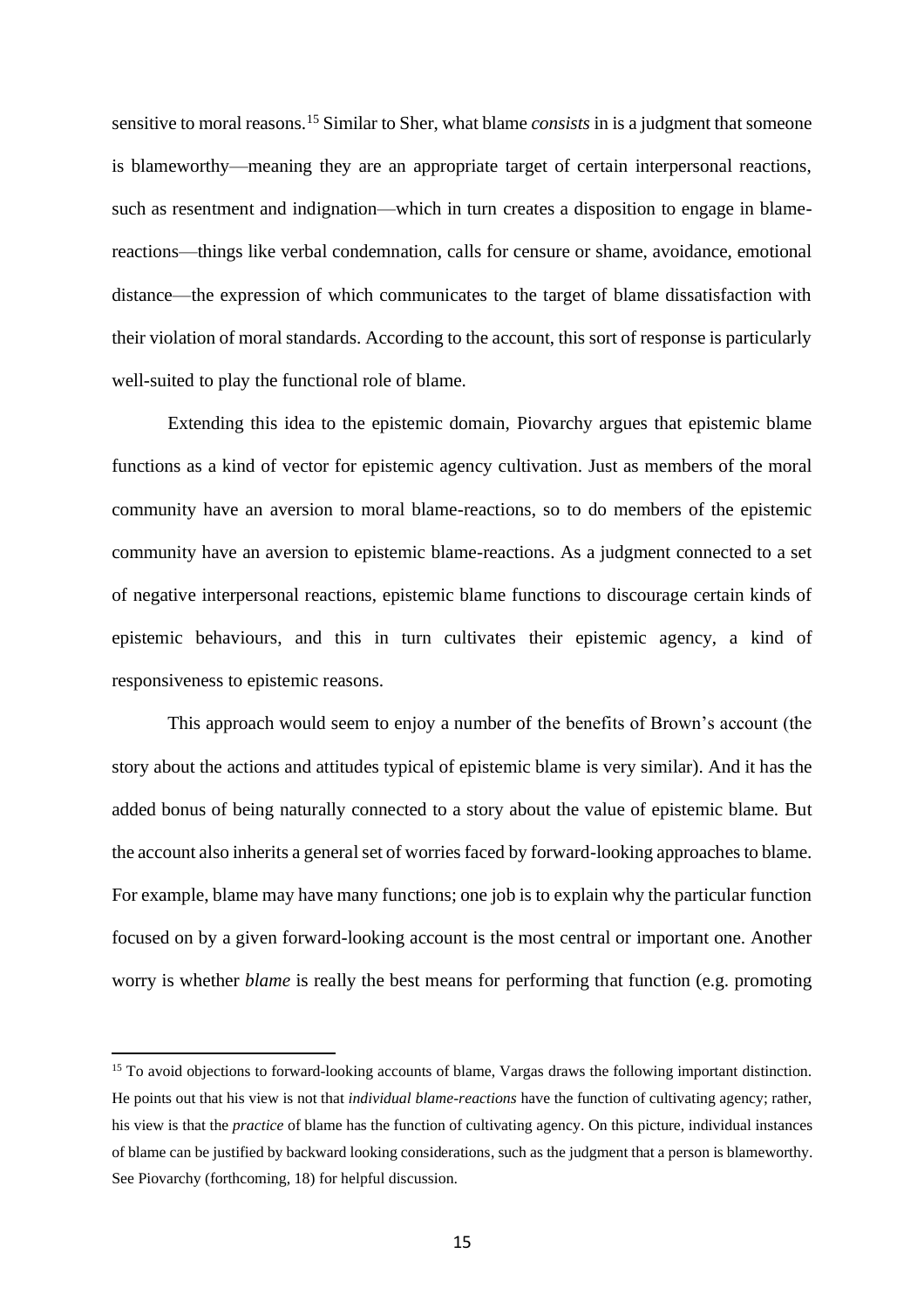sensitive to moral reasons.[15] Similar to Sher, what blame *consists* in is a judgment that someone is blameworthy—meaning they are an appropriate target of certain interpersonal reactions, such as resentment and indignation—which in turn creates a disposition to engage in blame-reactions—things like verbal condemnation, calls for censure or shame, avoidance, emotional distance—the expression of which communicates to the target of blame dissatisfaction with their violation of moral standards. According to the account, this sort of response is particularly well-suited to play the functional role of blame.

Extending this idea to the epistemic domain, Piovarchy argues that epistemic blame functions as a kind of vector for epistemic agency cultivation. Just as members of the moral community have an aversion to moral blame-reactions, so to do members of the epistemic community have an aversion to epistemic blame-reactions. As a judgment connected to a set of negative interpersonal reactions, epistemic blame functions to discourage certain kinds of epistemic behaviours, and this in turn cultivates their epistemic agency, a kind of responsiveness to epistemic reasons.

This approach would seem to enjoy a number of the benefits of Brown's account (the story about the actions and attitudes typical of epistemic blame is very similar). And it has the added bonus of being naturally connected to a story about the value of epistemic blame. But the account also inherits a general set of worries faced by forward-looking approaches to blame. For example, blame may have many functions; one job is to explain why the particular function focused on by a given forward-looking account is the most central or important one. Another worry is whether *blame* is really the best means for performing that function (e.g. promoting

[15] To avoid objections to forward-looking accounts of blame, Vargas draws the following important distinction. He points out that his view is not that *individual blame-reactions* have the function of cultivating agency; rather, his view is that the *practice* of blame has the function of cultivating agency. On this picture, individual instances of blame can be justified by backward looking considerations, such as the judgment that a person is blameworthy. See Piovarchy (forthcoming, 18) for helpful discussion.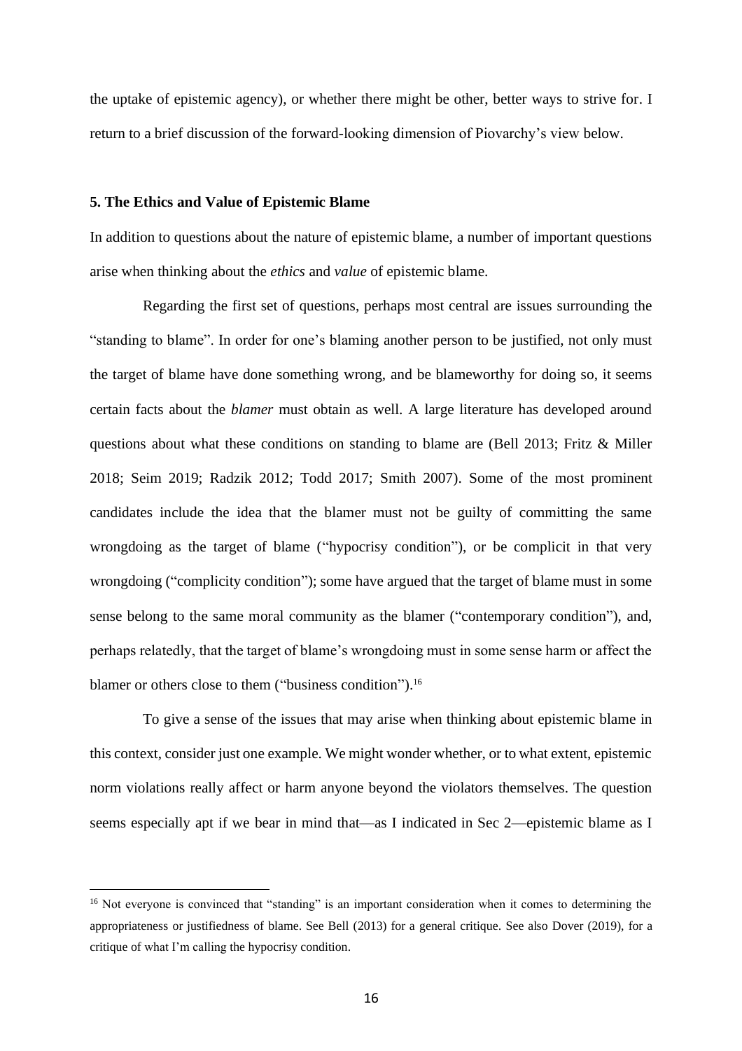the uptake of epistemic agency), or whether there might be other, better ways to strive for. I return to a brief discussion of the forward-looking dimension of Piovarchy's view below.

## 5. The Ethics and Value of Epistemic Blame

In addition to questions about the nature of epistemic blame, a number of important questions arise when thinking about the *ethics* and *value* of epistemic blame.

Regarding the first set of questions, perhaps most central are issues surrounding the "standing to blame". In order for one's blaming another person to be justified, not only must the target of blame have done something wrong, and be blameworthy for doing so, it seems certain facts about the *blamer* must obtain as well. A large literature has developed around questions about what these conditions on standing to blame are (Bell 2013; Fritz & Miller 2018; Seim 2019; Radzik 2012; Todd 2017; Smith 2007). Some of the most prominent candidates include the idea that the blamer must not be guilty of committing the same wrongdoing as the target of blame ("hypocrisy condition"), or be complicit in that very wrongdoing ("complicity condition"); some have argued that the target of blame must in some sense belong to the same moral community as the blamer ("contemporary condition"), and, perhaps relatedly, that the target of blame's wrongdoing must in some sense harm or affect the blamer or others close to them ("business condition").[16]

To give a sense of the issues that may arise when thinking about epistemic blame in this context, consider just one example. We might wonder whether, or to what extent, epistemic norm violations really affect or harm anyone beyond the violators themselves. The question seems especially apt if we bear in mind that—as I indicated in Sec 2—epistemic blame as I

---

[16] Not everyone is convinced that "standing" is an important consideration when it comes to determining the appropriateness or justifiedness of blame. See Bell (2013) for a general critique. See also Dover (2019), for a critique of what I'm calling the hypocrisy condition.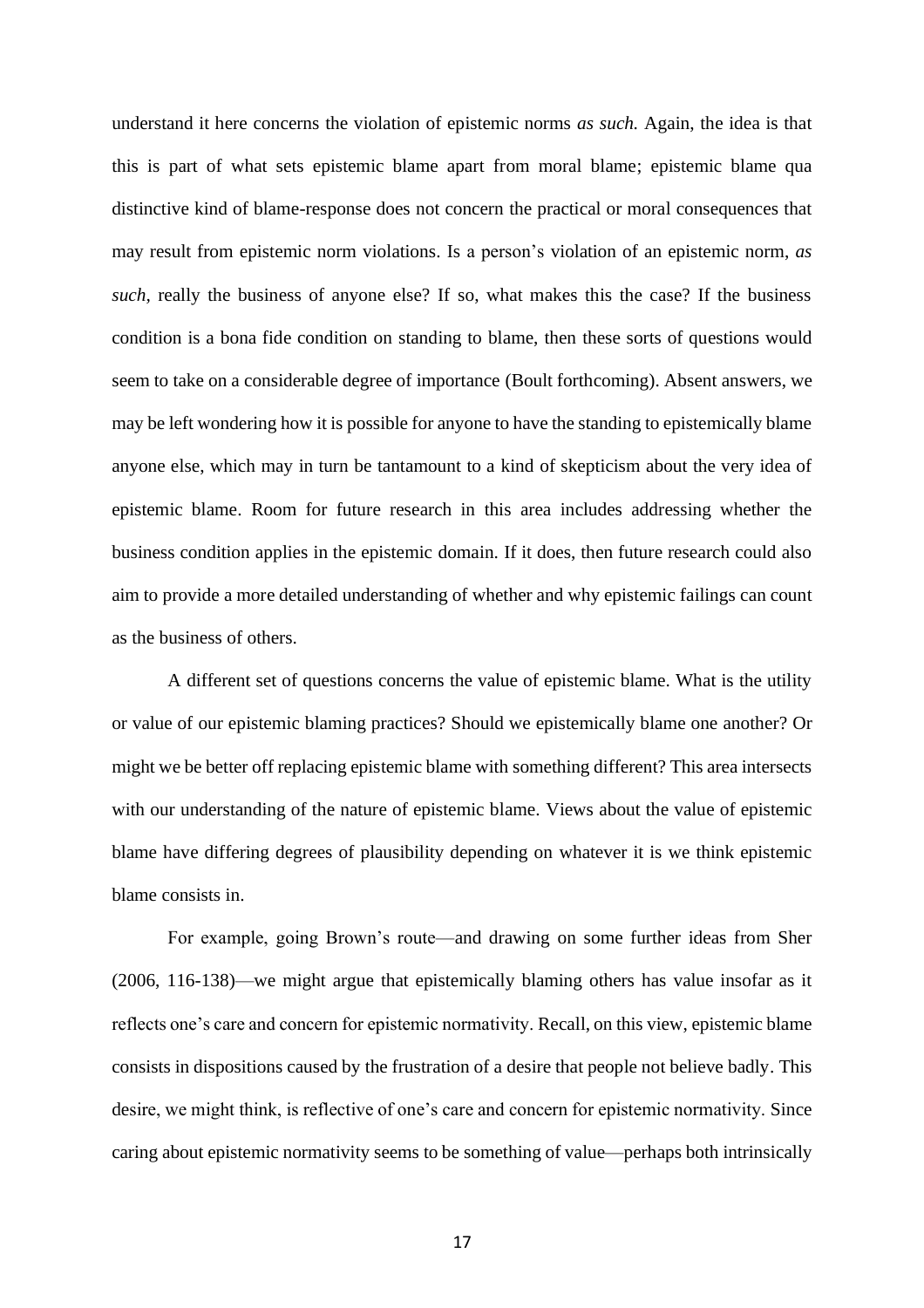understand it here concerns the violation of epistemic norms *as such.* Again, the idea is that this is part of what sets epistemic blame apart from moral blame; epistemic blame qua distinctive kind of blame-response does not concern the practical or moral consequences that may result from epistemic norm violations. Is a person's violation of an epistemic norm, *as such*, really the business of anyone else? If so, what makes this the case? If the business condition is a bona fide condition on standing to blame, then these sorts of questions would seem to take on a considerable degree of importance (Boult forthcoming). Absent answers, we may be left wondering how it is possible for anyone to have the standing to epistemically blame anyone else, which may in turn be tantamount to a kind of skepticism about the very idea of epistemic blame. Room for future research in this area includes addressing whether the business condition applies in the epistemic domain. If it does, then future research could also aim to provide a more detailed understanding of whether and why epistemic failings can count as the business of others.

A different set of questions concerns the value of epistemic blame. What is the utility or value of our epistemic blaming practices? Should we epistemically blame one another? Or might we be better off replacing epistemic blame with something different? This area intersects with our understanding of the nature of epistemic blame. Views about the value of epistemic blame have differing degrees of plausibility depending on whatever it is we think epistemic blame consists in.

For example, going Brown's route—and drawing on some further ideas from Sher (2006, 116-138)—we might argue that epistemically blaming others has value insofar as it reflects one's care and concern for epistemic normativity. Recall, on this view, epistemic blame consists in dispositions caused by the frustration of a desire that people not believe badly. This desire, we might think, is reflective of one's care and concern for epistemic normativity. Since caring about epistemic normativity seems to be something of value—perhaps both intrinsically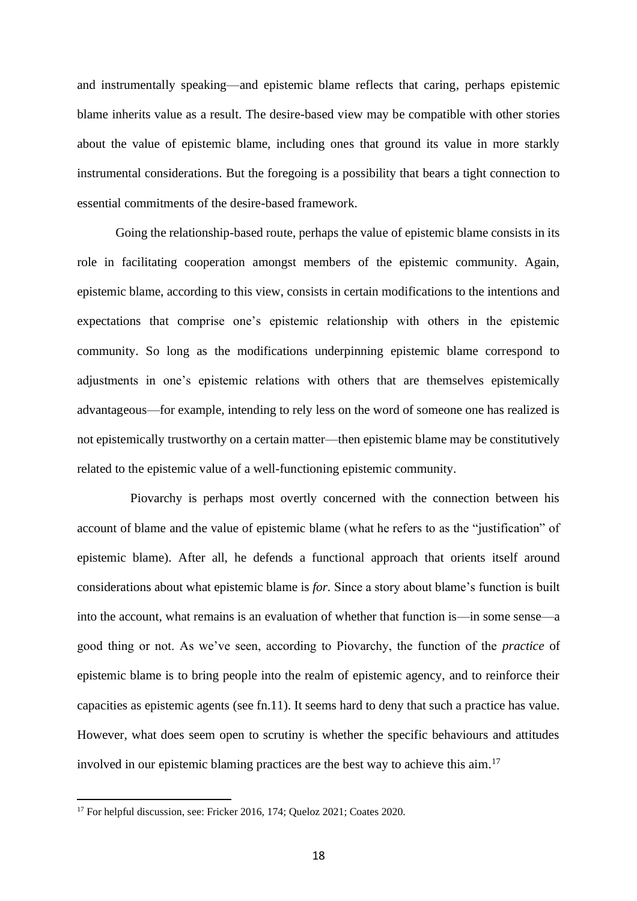and instrumentally speaking—and epistemic blame reflects that caring, perhaps epistemic blame inherits value as a result. The desire-based view may be compatible with other stories about the value of epistemic blame, including ones that ground its value in more starkly instrumental considerations. But the foregoing is a possibility that bears a tight connection to essential commitments of the desire-based framework.

Going the relationship-based route, perhaps the value of epistemic blame consists in its role in facilitating cooperation amongst members of the epistemic community. Again, epistemic blame, according to this view, consists in certain modifications to the intentions and expectations that comprise one's epistemic relationship with others in the epistemic community. So long as the modifications underpinning epistemic blame correspond to adjustments in one's epistemic relations with others that are themselves epistemically advantageous—for example, intending to rely less on the word of someone one has realized is not epistemically trustworthy on a certain matter—then epistemic blame may be constitutively related to the epistemic value of a well-functioning epistemic community.

Piovarchy is perhaps most overtly concerned with the connection between his account of blame and the value of epistemic blame (what he refers to as the "justification" of epistemic blame). After all, he defends a functional approach that orients itself around considerations about what epistemic blame is *for*. Since a story about blame's function is built into the account, what remains is an evaluation of whether that function is—in some sense—a good thing or not. As we've seen, according to Piovarchy, the function of the *practice* of epistemic blame is to bring people into the realm of epistemic agency, and to reinforce their capacities as epistemic agents (see fn.11). It seems hard to deny that such a practice has value. However, what does seem open to scrutiny is whether the specific behaviours and attitudes involved in our epistemic blaming practices are the best way to achieve this aim.[17]

---

[17] For helpful discussion, see: Fricker 2016, 174; Queloz 2021; Coates 2020.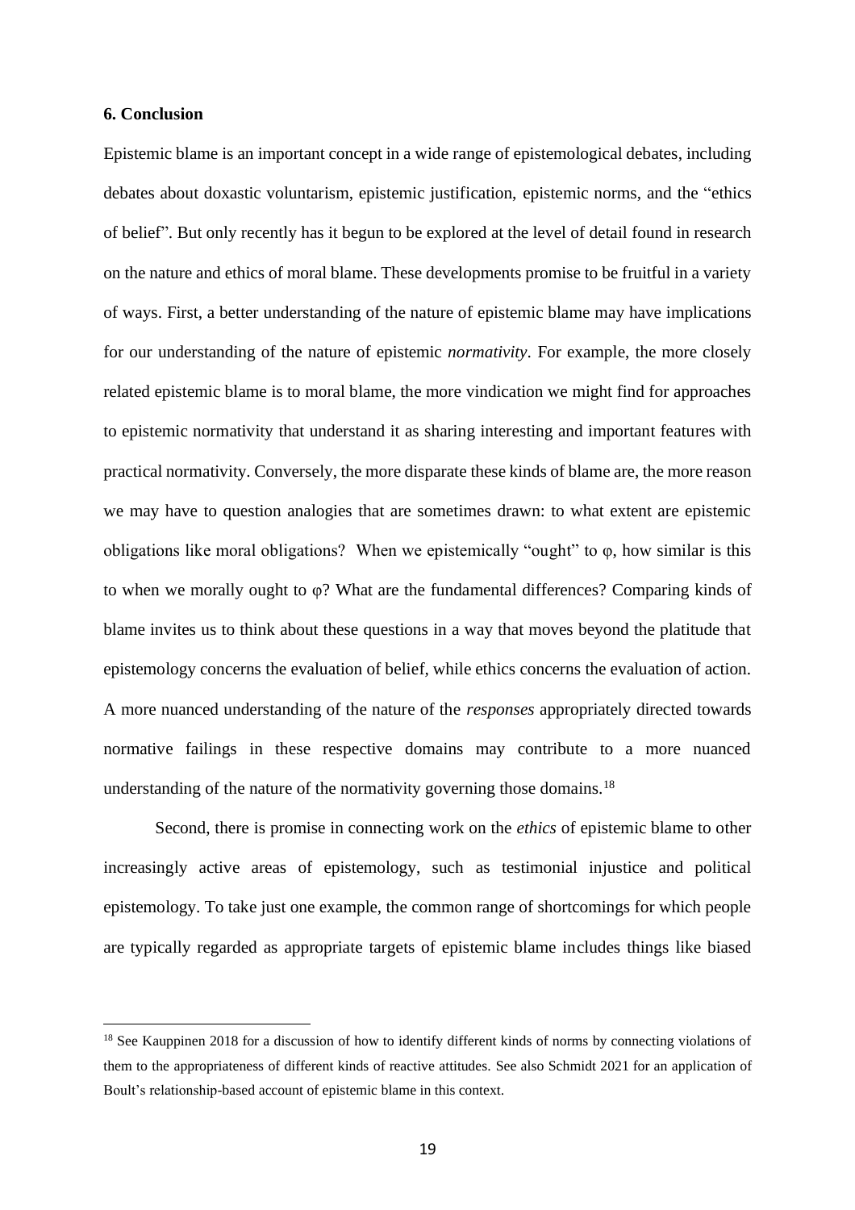**6. Conclusion**

Epistemic blame is an important concept in a wide range of epistemological debates, including debates about doxastic voluntarism, epistemic justification, epistemic norms, and the "ethics of belief". But only recently has it begun to be explored at the level of detail found in research on the nature and ethics of moral blame. These developments promise to be fruitful in a variety of ways. First, a better understanding of the nature of epistemic blame may have implications for our understanding of the nature of epistemic *normativity*. For example, the more closely related epistemic blame is to moral blame, the more vindication we might find for approaches to epistemic normativity that understand it as sharing interesting and important features with practical normativity. Conversely, the more disparate these kinds of blame are, the more reason we may have to question analogies that are sometimes drawn: to what extent are epistemic obligations like moral obligations? When we epistemically "ought" to φ, how similar is this to when we morally ought to φ? What are the fundamental differences? Comparing kinds of blame invites us to think about these questions in a way that moves beyond the platitude that epistemology concerns the evaluation of belief, while ethics concerns the evaluation of action. A more nuanced understanding of the nature of the *responses* appropriately directed towards normative failings in these respective domains may contribute to a more nuanced understanding of the nature of the normativity governing those domains.[18]

Second, there is promise in connecting work on the *ethics* of epistemic blame to other increasingly active areas of epistemology, such as testimonial injustice and political epistemology. To take just one example, the common range of shortcomings for which people are typically regarded as appropriate targets of epistemic blame includes things like biased

---

[18] See Kauppinen 2018 for a discussion of how to identify different kinds of norms by connecting violations of them to the appropriateness of different kinds of reactive attitudes. See also Schmidt 2021 for an application of Boult's relationship-based account of epistemic blame in this context.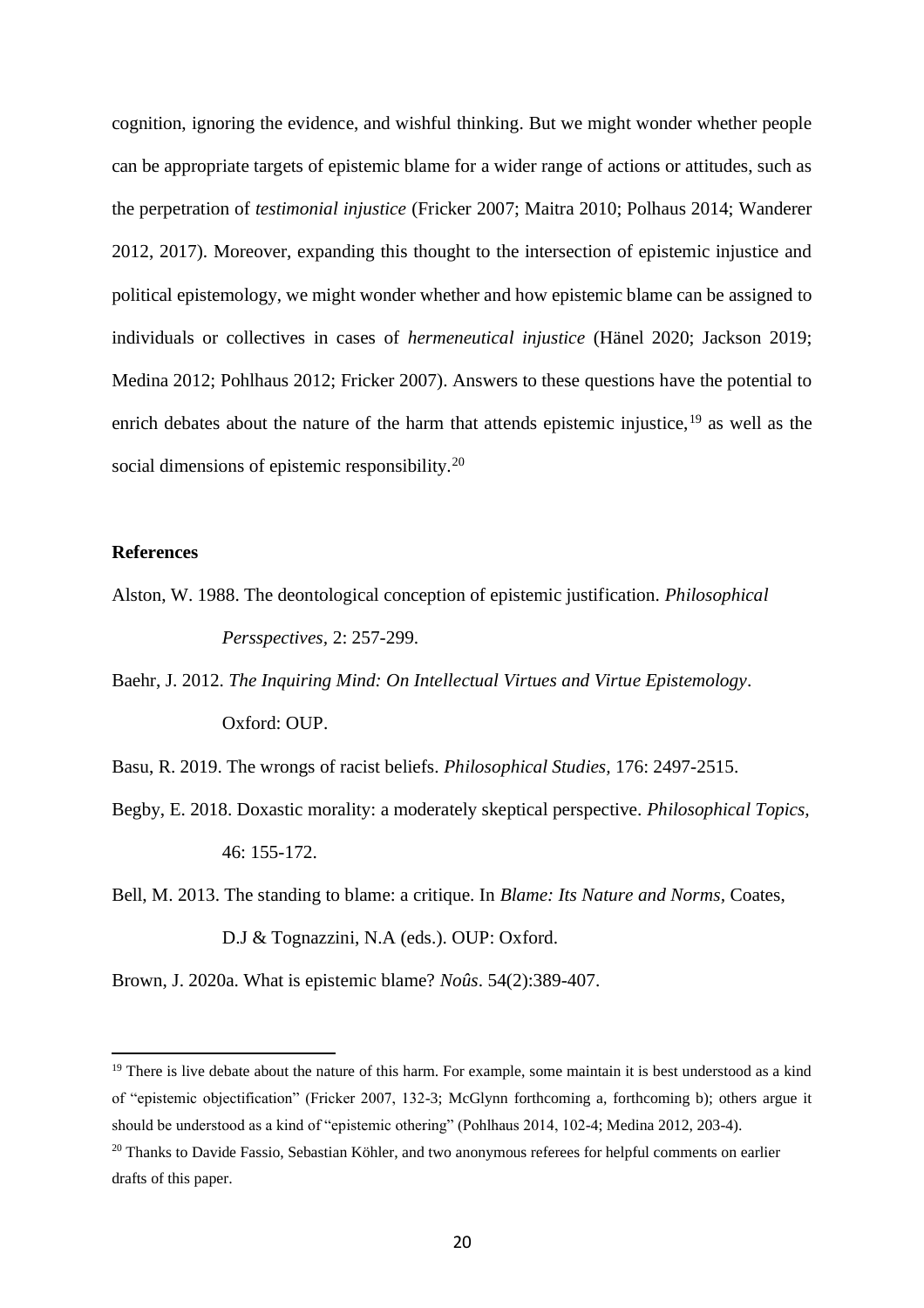cognition, ignoring the evidence, and wishful thinking. But we might wonder whether people can be appropriate targets of epistemic blame for a wider range of actions or attitudes, such as the perpetration of *testimonial injustice* (Fricker 2007; Maitra 2010; Polhaus 2014; Wanderer 2012, 2017). Moreover, expanding this thought to the intersection of epistemic injustice and political epistemology, we might wonder whether and how epistemic blame can be assigned to individuals or collectives in cases of *hermeneutical injustice* (Hänel 2020; Jackson 2019; Medina 2012; Pohlhaus 2012; Fricker 2007). Answers to these questions have the potential to enrich debates about the nature of the harm that attends epistemic injustice,[19] as well as the social dimensions of epistemic responsibility.[20]

**References**

Alston, W. 1988. The deontological conception of epistemic justification. *Philosophical Persspectives*, 2: 257-299.

Baehr, J. 2012. *The Inquiring Mind: On Intellectual Virtues and Virtue Epistemology*. Oxford: OUP.

Basu, R. 2019. The wrongs of racist beliefs. *Philosophical Studies*, 176: 2497-2515.

Begby, E. 2018. Doxastic morality: a moderately skeptical perspective. *Philosophical Topics*, 46: 155-172.

Bell, M. 2013. The standing to blame: a critique. In *Blame: Its Nature and Norms*, Coates, D.J & Tognazzini, N.A (eds.). OUP: Oxford.

Brown, J. 2020a. What is epistemic blame? *Noûs*. 54(2):389-407.

---

[19] There is live debate about the nature of this harm. For example, some maintain it is best understood as a kind of "epistemic objectification" (Fricker 2007, 132-3; McGlynn forthcoming a, forthcoming b); others argue it should be understood as a kind of "epistemic othering" (Pohlhaus 2014, 102-4; Medina 2012, 203-4).

[20] Thanks to Davide Fassio, Sebastian Köhler, and two anonymous referees for helpful comments on earlier drafts of this paper.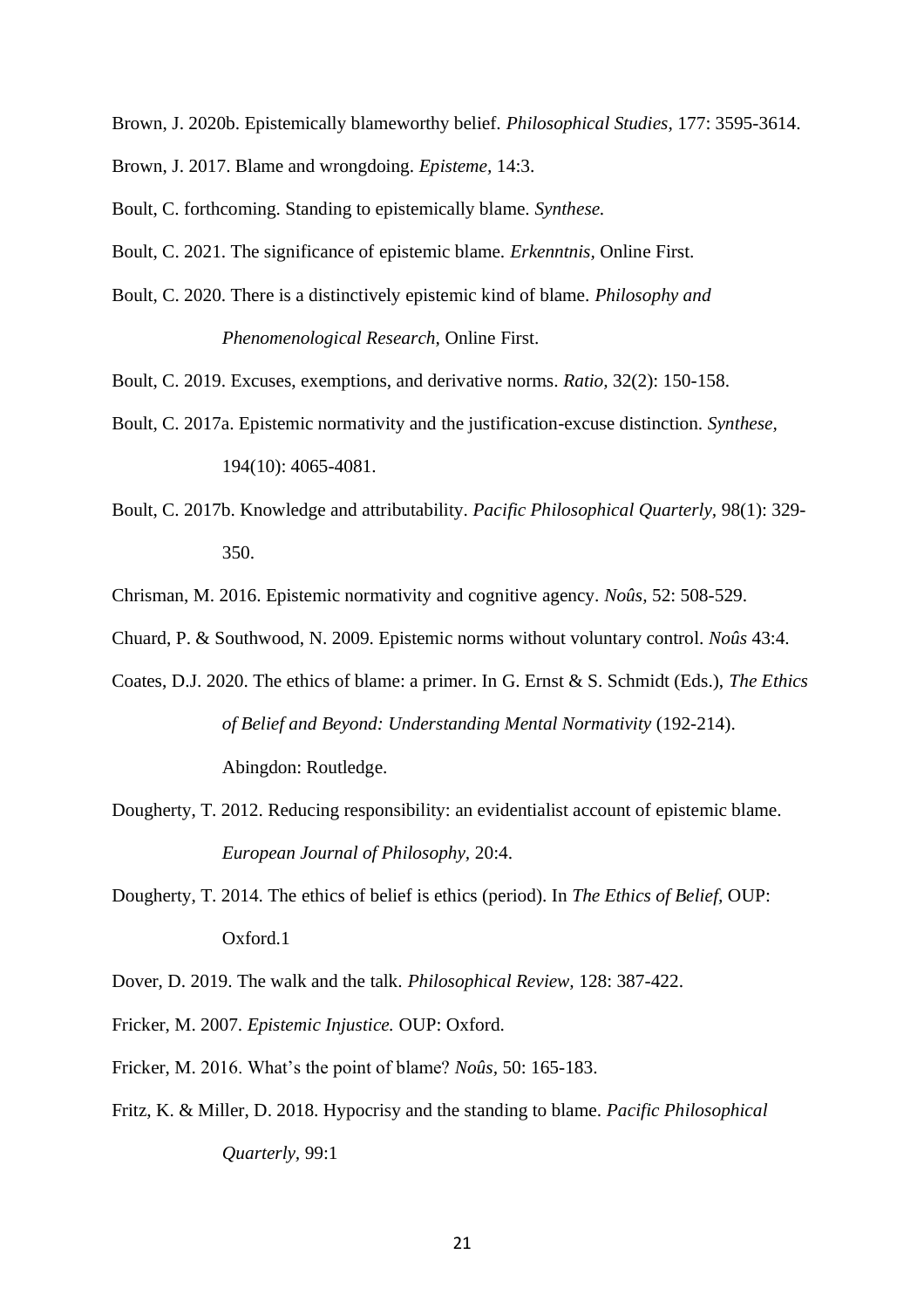Brown, J. 2020b. Epistemically blameworthy belief. *Philosophical Studies*, 177: 3595-3614.

Brown, J. 2017. Blame and wrongdoing. *Episteme*, 14:3.

Boult, C. forthcoming. Standing to epistemically blame. *Synthese.*

Boult, C. 2021. The significance of epistemic blame. *Erkenntnis*, Online First.

Boult, C. 2020. There is a distinctively epistemic kind of blame. *Philosophy and Phenomenological Research*, Online First.

Boult, C. 2019. Excuses, exemptions, and derivative norms. *Ratio,* 32(2): 150-158.

Boult, C. 2017a. Epistemic normativity and the justification-excuse distinction. *Synthese,* 194(10): 4065-4081.

Boult, C. 2017b. Knowledge and attributability. *Pacific Philosophical Quarterly,* 98(1): 329-350.

Chrisman, M. 2016. Epistemic normativity and cognitive agency. *Noûs,* 52: 508-529.

Chuard, P. & Southwood, N. 2009. Epistemic norms without voluntary control. *Noûs* 43:4.

Coates, D.J. 2020. The ethics of blame: a primer. In G. Ernst & S. Schmidt (Eds.), *The Ethics of Belief and Beyond: Understanding Mental Normativity* (192-214). Abingdon: Routledge.

Dougherty, T. 2012. Reducing responsibility: an evidentialist account of epistemic blame. *European Journal of Philosophy*, 20:4.

Dougherty, T. 2014. The ethics of belief is ethics (period). In *The Ethics of Belief,* OUP: Oxford.1

Dover, D. 2019. The walk and the talk. *Philosophical Review*, 128: 387-422.

Fricker, M. 2007. *Epistemic Injustice.* OUP: Oxford.

Fricker, M. 2016. What's the point of blame? *Noûs*, 50: 165-183.

Fritz, K. & Miller, D. 2018. Hypocrisy and the standing to blame. *Pacific Philosophical Quarterly*, 99:1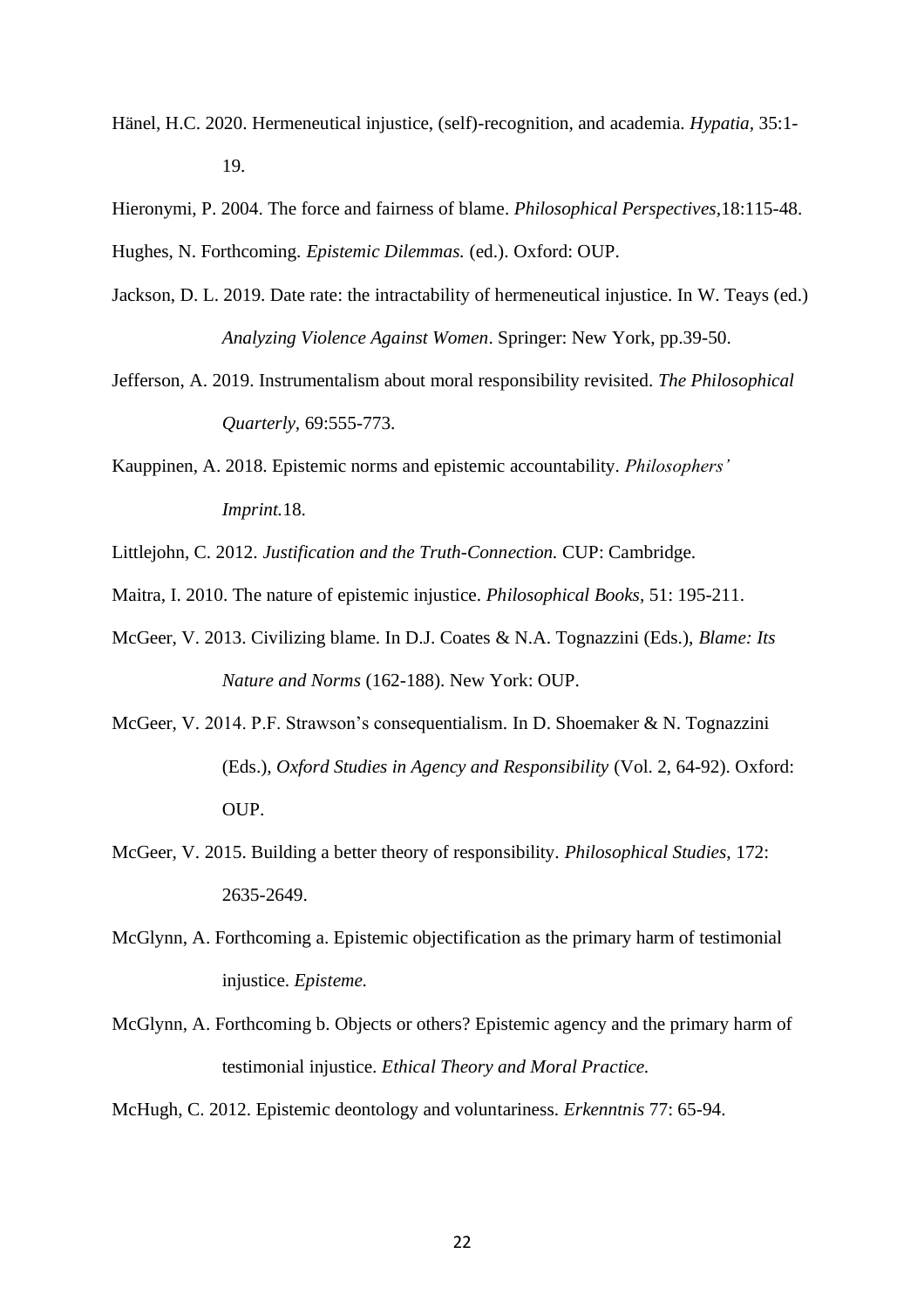Hänel, H.C. 2020. Hermeneutical injustice, (self)-recognition, and academia. *Hypatia*, 35:1-19.

Hieronymi, P. 2004. The force and fairness of blame. *Philosophical Perspectives*,18:115-48.

Hughes, N. Forthcoming. *Epistemic Dilemmas.* (ed.). Oxford: OUP.

Jackson, D. L. 2019. Date rate: the intractability of hermeneutical injustice. In W. Teays (ed.) *Analyzing Violence Against Women*. Springer: New York, pp.39-50.

Jefferson, A. 2019. Instrumentalism about moral responsibility revisited. *The Philosophical Quarterly*, 69:555-773.

Kauppinen, A. 2018. Epistemic norms and epistemic accountability. *Philosophers' Imprint.*18.

Littlejohn, C. 2012. *Justification and the Truth-Connection.* CUP: Cambridge.

Maitra, I. 2010. The nature of epistemic injustice. *Philosophical Books,* 51: 195-211.

McGeer, V. 2013. Civilizing blame. In D.J. Coates & N.A. Tognazzini (Eds.), *Blame: Its Nature and Norms* (162-188). New York: OUP.

McGeer, V. 2014. P.F. Strawson's consequentialism. In D. Shoemaker & N. Tognazzini (Eds.), *Oxford Studies in Agency and Responsibility* (Vol. 2, 64-92). Oxford: OUP.

McGeer, V. 2015. Building a better theory of responsibility. *Philosophical Studies,* 172: 2635-2649.

McGlynn, A. Forthcoming a. Epistemic objectification as the primary harm of testimonial injustice. *Episteme.*

McGlynn, A. Forthcoming b. Objects or others? Epistemic agency and the primary harm of testimonial injustice. *Ethical Theory and Moral Practice.*

McHugh, C. 2012. Epistemic deontology and voluntariness. *Erkenntnis* 77: 65-94.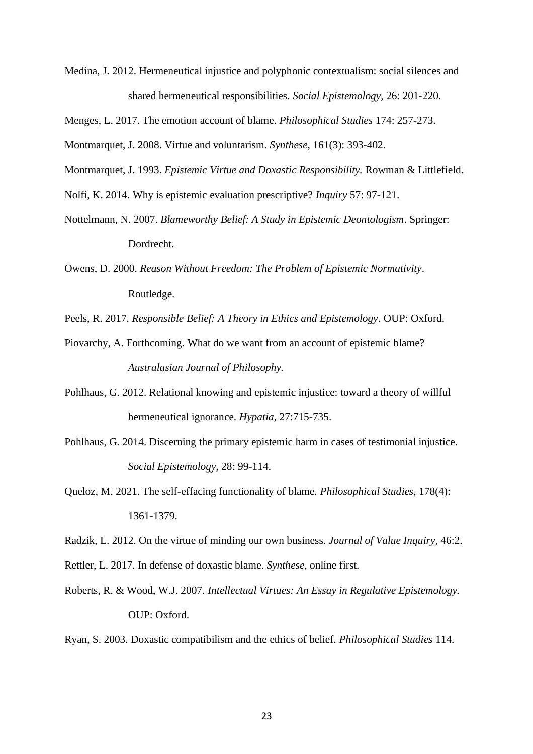Medina, J. 2012. Hermeneutical injustice and polyphonic contextualism: social silences and shared hermeneutical responsibilities. *Social Epistemology,* 26: 201-220.

Menges, L. 2017. The emotion account of blame. *Philosophical Studies* 174: 257-273.

Montmarquet, J. 2008. Virtue and voluntarism. *Synthese,* 161(3): 393-402.

Montmarquet, J. 1993. *Epistemic Virtue and Doxastic Responsibility.* Rowman & Littlefield.

Nolfi, K. 2014. Why is epistemic evaluation prescriptive? *Inquiry* 57: 97-121.

Nottelmann, N. 2007. *Blameworthy Belief: A Study in Epistemic Deontologism*. Springer: Dordrecht.

Owens, D. 2000. *Reason Without Freedom: The Problem of Epistemic Normativity*. Routledge.

Peels, R. 2017. *Responsible Belief: A Theory in Ethics and Epistemology*. OUP: Oxford.

Piovarchy, A. Forthcoming. What do we want from an account of epistemic blame? *Australasian Journal of Philosophy.*

Pohlhaus, G. 2012. Relational knowing and epistemic injustice: toward a theory of willful hermeneutical ignorance. *Hypatia,* 27:715-735.

Pohlhaus, G. 2014. Discerning the primary epistemic harm in cases of testimonial injustice. *Social Epistemology,* 28: 99-114.

Queloz, M. 2021. The self-effacing functionality of blame. *Philosophical Studies,* 178(4): 1361-1379.

Radzik, L. 2012. On the virtue of minding our own business. *Journal of Value Inquiry,* 46:2.

Rettler, L. 2017. In defense of doxastic blame. *Synthese,* online first.

Roberts, R. & Wood, W.J. 2007. *Intellectual Virtues: An Essay in Regulative Epistemology.* OUP: Oxford.

Ryan, S. 2003. Doxastic compatibilism and the ethics of belief. *Philosophical Studies* 114.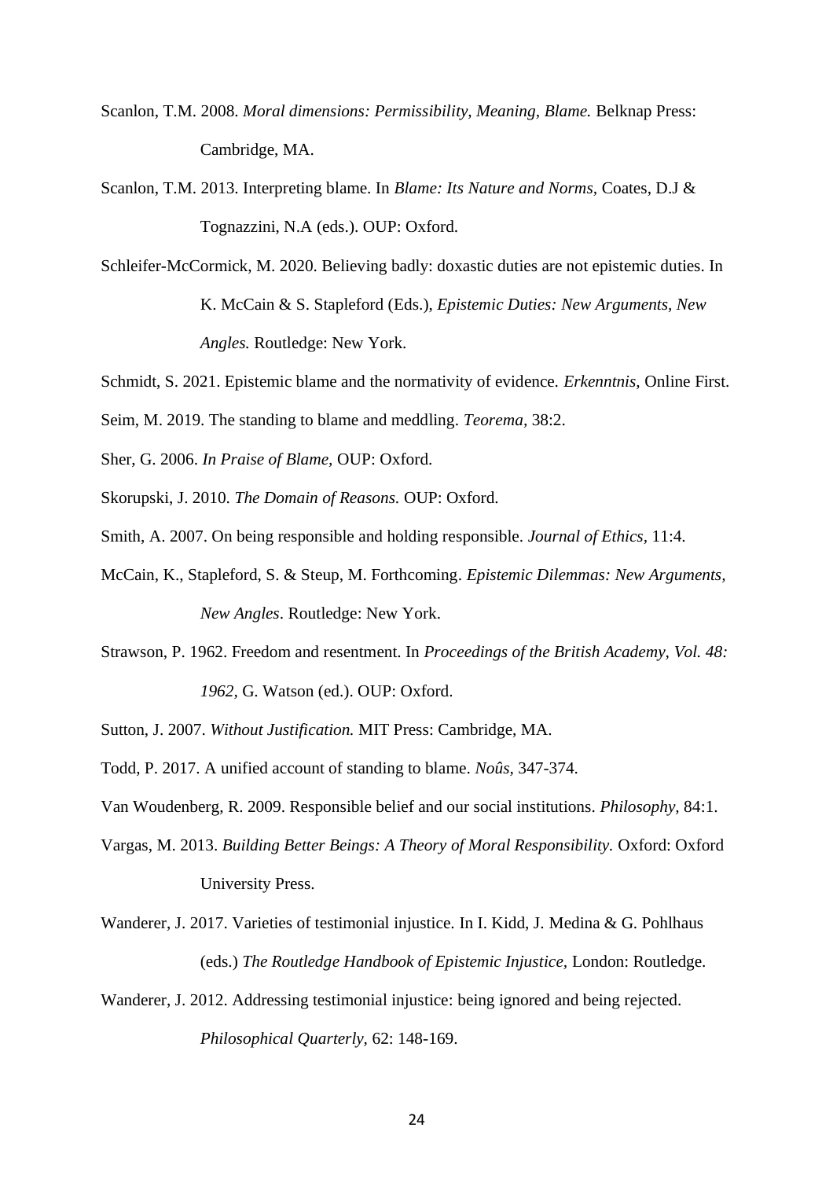Scanlon, T.M. 2008. *Moral dimensions: Permissibility, Meaning, Blame.* Belknap Press: Cambridge, MA.

Scanlon, T.M. 2013. Interpreting blame. In *Blame: Its Nature and Norms*, Coates, D.J & Tognazzini, N.A (eds.). OUP: Oxford.

Schleifer-McCormick, M. 2020. Believing badly: doxastic duties are not epistemic duties. In K. McCain & S. Stapleford (Eds.), *Epistemic Duties: New Arguments, New Angles.* Routledge: New York.

Schmidt, S. 2021. Epistemic blame and the normativity of evidence. *Erkenntnis,* Online First.

Seim, M. 2019. The standing to blame and meddling. *Teorema*, 38:2.

Sher, G. 2006. *In Praise of Blame,* OUP: Oxford.

Skorupski, J. 2010. *The Domain of Reasons.* OUP: Oxford.

Smith, A. 2007. On being responsible and holding responsible. *Journal of Ethics*, 11:4.

McCain, K., Stapleford, S. & Steup, M. Forthcoming. *Epistemic Dilemmas: New Arguments, New Angles*. Routledge: New York.

Strawson, P. 1962. Freedom and resentment. In *Proceedings of the British Academy, Vol. 48: 1962*, G. Watson (ed.). OUP: Oxford.

Sutton, J. 2007. *Without Justification.* MIT Press: Cambridge, MA.

Todd, P. 2017. A unified account of standing to blame. *Noûs*, 347-374.

Van Woudenberg, R. 2009. Responsible belief and our social institutions. *Philosophy*, 84:1.

Vargas, M. 2013. *Building Better Beings: A Theory of Moral Responsibility.* Oxford: Oxford University Press.

Wanderer, J. 2017. Varieties of testimonial injustice. In I. Kidd, J. Medina & G. Pohlhaus (eds.) *The Routledge Handbook of Epistemic Injustice*, London: Routledge.

Wanderer, J. 2012. Addressing testimonial injustice: being ignored and being rejected. *Philosophical Quarterly*, 62: 148-169.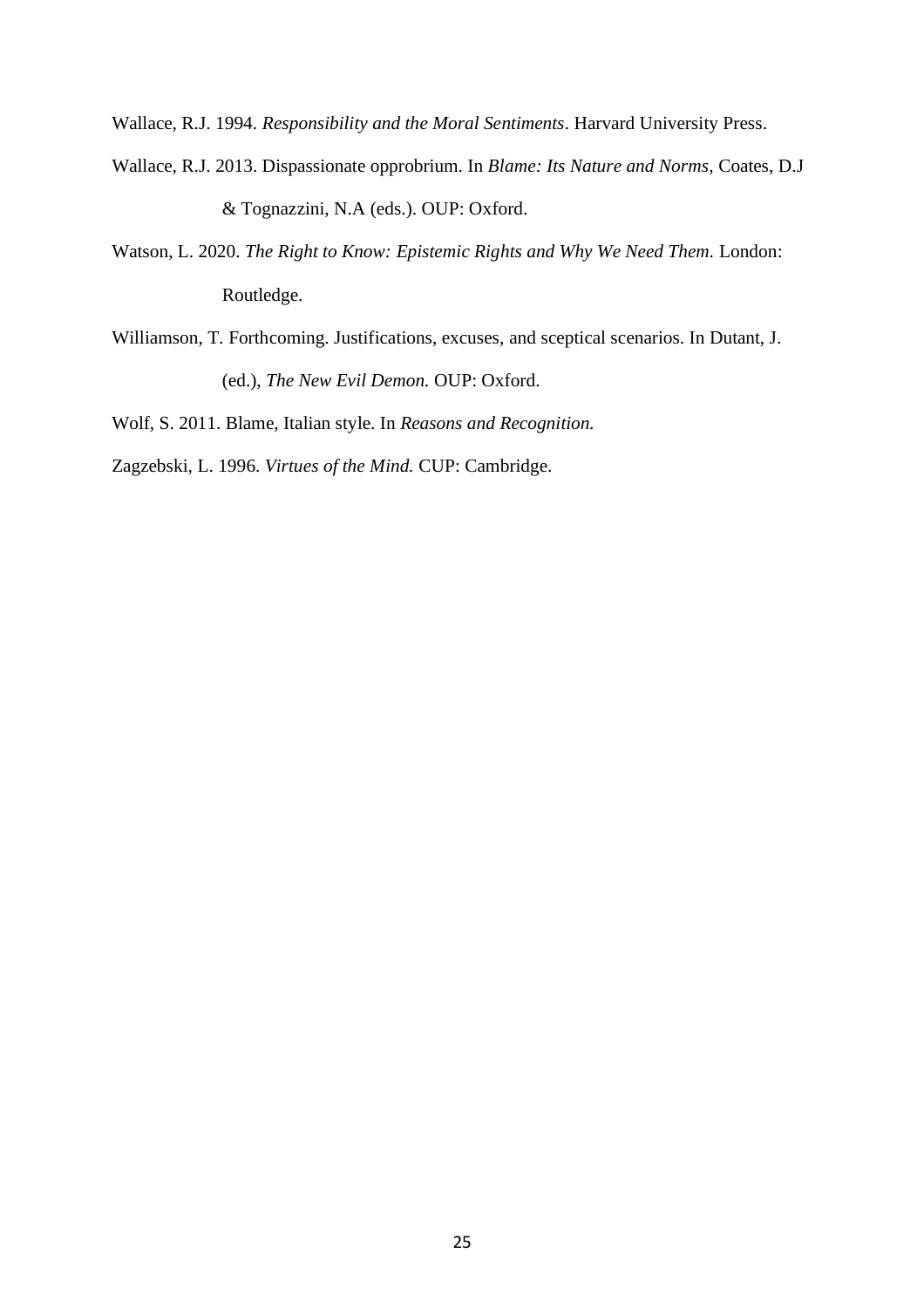Wallace, R.J. 1994. *Responsibility and the Moral Sentiments*. Harvard University Press.

Wallace, R.J. 2013. Dispassionate opprobrium. In *Blame: Its Nature and Norms,* Coates, D.J & Tognazzini, N.A (eds.). OUP: Oxford.

Watson, L. 2020. *The Right to Know: Epistemic Rights and Why We Need Them.* London: Routledge.

Williamson, T. Forthcoming. Justifications, excuses, and sceptical scenarios. In Dutant, J. (ed.), *The New Evil Demon.* OUP: Oxford.

Wolf, S. 2011. Blame, Italian style. In *Reasons and Recognition.*

Zagzebski, L. 1996. *Virtues of the Mind.* CUP: Cambridge.